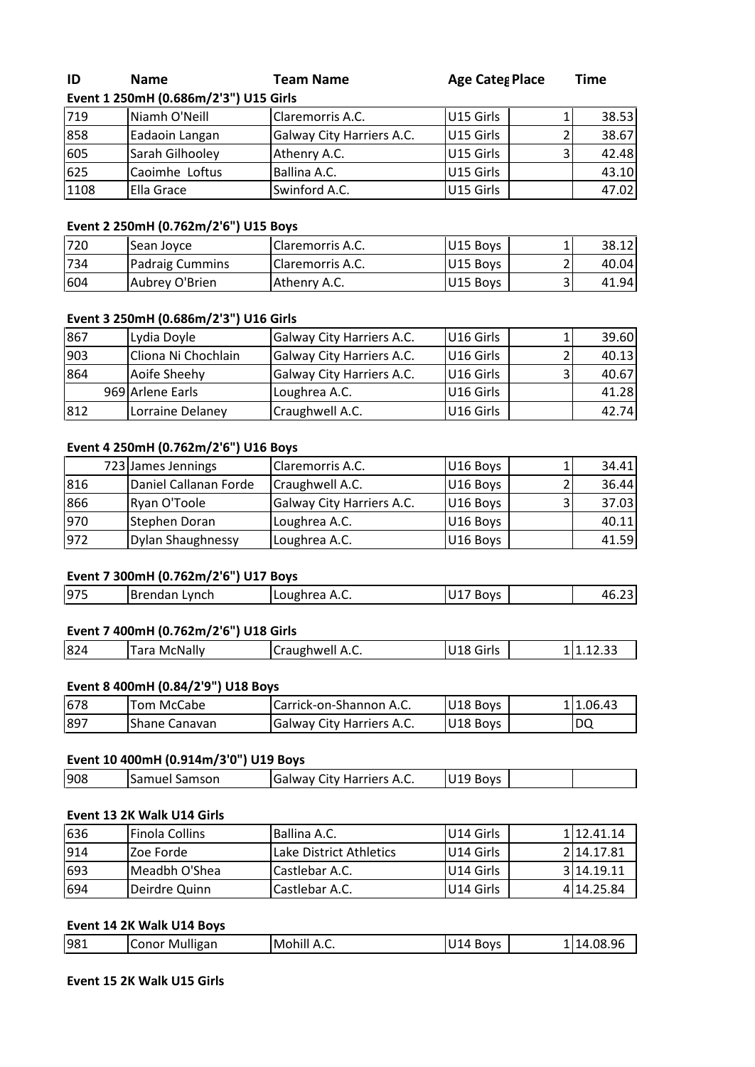| ID | Name | Team Name | Age Categ | Place | Time |
|---|---|---|---|---|---|

**Event 1 250mH (0.686m/2'3") U15 Girls**

| | | | | | |
|---|---|---|---|---|---|
| 719 | Niamh O'Neill | Claremorris A.C. | U15 Girls | 1 | 38.53 |
| 858 | Eadaoin Langan | Galway City Harriers A.C. | U15 Girls | 2 | 38.67 |
| 605 | Sarah Gilhooley | Athenry A.C. | U15 Girls | 3 | 42.48 |
| 625 | Caoimhe Loftus | Ballina A.C. | U15 Girls | | 43.10 |
| 1108 | Ella Grace | Swinford A.C. | U15 Girls | | 47.02 |

**Event 2 250mH (0.762m/2'6") U15 Boys**

| | | | | | |
|---|---|---|---|---|---|
| 720 | Sean Joyce | Claremorris A.C. | U15 Boys | 1 | 38.12 |
| 734 | Padraig Cummins | Claremorris A.C. | U15 Boys | 2 | 40.04 |
| 604 | Aubrey O'Brien | Athenry A.C. | U15 Boys | 3 | 41.94 |

**Event 3 250mH (0.686m/2'3") U16 Girls**

| | | | | | |
|---|---|---|---|---|---|
| 867 | Lydia Doyle | Galway City Harriers A.C. | U16 Girls | 1 | 39.60 |
| 903 | Cliona Ni Chochlain | Galway City Harriers A.C. | U16 Girls | 2 | 40.13 |
| 864 | Aoife Sheehy | Galway City Harriers A.C. | U16 Girls | 3 | 40.67 |
| 969 | Arlene Earls | Loughrea A.C. | U16 Girls | | 41.28 |
| 812 | Lorraine Delaney | Craughwell A.C. | U16 Girls | | 42.74 |

**Event 4 250mH (0.762m/2'6") U16 Boys**

| | | | | | |
|---|---|---|---|---|---|
| 723 | James Jennings | Claremorris A.C. | U16 Boys | 1 | 34.41 |
| 816 | Daniel Callanan Forde | Craughwell A.C. | U16 Boys | 2 | 36.44 |
| 866 | Ryan O'Toole | Galway City Harriers A.C. | U16 Boys | 3 | 37.03 |
| 970 | Stephen Doran | Loughrea A.C. | U16 Boys | | 40.11 |
| 972 | Dylan Shaughnessy | Loughrea A.C. | U16 Boys | | 41.59 |

**Event 7 300mH (0.762m/2'6") U17 Boys**

| | | | | | |
|---|---|---|---|---|---|
| 975 | Brendan Lynch | Loughrea A.C. | U17 Boys | | 46.23 |

**Event 7 400mH (0.762m/2'6") U18 Girls**

| | | | | | |
|---|---|---|---|---|---|
| 824 | Tara McNally | Craughwell A.C. | U18 Girls | 1 | 1.12.33 |

**Event 8 400mH (0.84/2'9") U18 Boys**

| | | | | | |
|---|---|---|---|---|---|
| 678 | Tom McCabe | Carrick-on-Shannon A.C. | U18 Boys | 1 | 1.06.43 |
| 897 | Shane Canavan | Galway City Harriers A.C. | U18 Boys | | DQ |

**Event 10 400mH (0.914m/3'0") U19 Boys**

| | | | | | |
|---|---|---|---|---|---|
| 908 | Samuel Samson | Galway City Harriers A.C. | U19 Boys | | |

**Event 13 2K Walk U14 Girls**

| | | | | | |
|---|---|---|---|---|---|
| 636 | Finola Collins | Ballina A.C. | U14 Girls | 1 | 12.41.14 |
| 914 | Zoe Forde | Lake District Athletics | U14 Girls | 2 | 14.17.81 |
| 693 | Meadbh O'Shea | Castlebar A.C. | U14 Girls | 3 | 14.19.11 |
| 694 | Deirdre Quinn | Castlebar A.C. | U14 Girls | 4 | 14.25.84 |

**Event 14 2K Walk U14 Boys**

| | | | | | |
|---|---|---|---|---|---|
| 981 | Conor Mulligan | Mohill A.C. | U14 Boys | 1 | 14.08.96 |

**Event 15 2K Walk U15 Girls**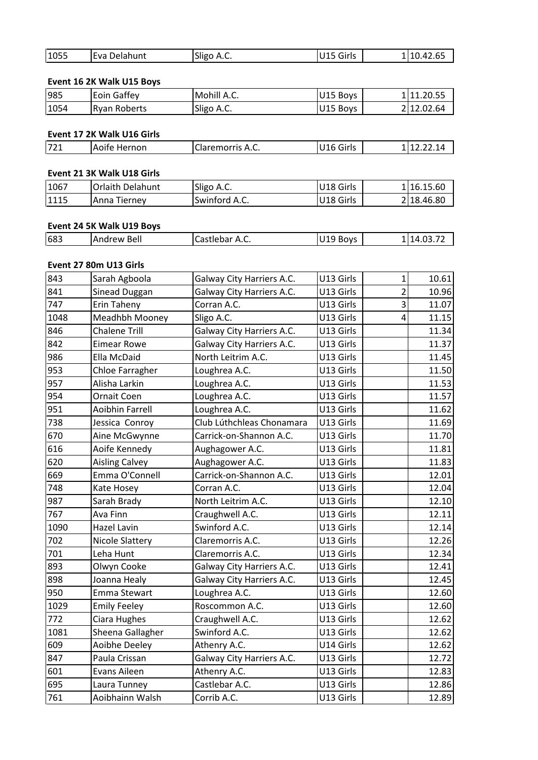| | | | | | |
|---|---|---|---|---|---|
| 1055 | Eva Delahunt | Sligo A.C. | U15 Girls | 1 | 10.42.65 |

**Event 16 2K Walk U15 Boys**

| | | | | | |
|---|---|---|---|---|---|
| 985 | Eoin Gaffey | Mohill A.C. | U15 Boys | 1 | 11.20.55 |
| 1054 | Ryan Roberts | Sligo A.C. | U15 Boys | 2 | 12.02.64 |

**Event 17 2K Walk U16 Girls**

| | | | | | |
|---|---|---|---|---|---|
| 721 | Aoife Hernon | Claremorris A.C. | U16 Girls | 1 | 12.22.14 |

**Event 21 3K Walk U18 Girls**

| | | | | | |
|---|---|---|---|---|---|
| 1067 | Orlaith Delahunt | Sligo A.C. | U18 Girls | 1 | 16.15.60 |
| 1115 | Anna Tierney | Swinford A.C. | U18 Girls | 2 | 18.46.80 |

**Event 24 5K Walk U19 Boys**

| | | | | | |
|---|---|---|---|---|---|
| 683 | Andrew Bell | Castlebar A.C. | U19 Boys | 1 | 14.03.72 |

**Event 27 80m U13 Girls**

| | | | | | |
|---|---|---|---|---|---|
| 843 | Sarah Agboola | Galway City Harriers A.C. | U13 Girls | 1 | 10.61 |
| 841 | Sinead Duggan | Galway City Harriers A.C. | U13 Girls | 2 | 10.96 |
| 747 | Erin Taheny | Corran A.C. | U13 Girls | 3 | 11.07 |
| 1048 | Meadhbh Mooney | Sligo A.C. | U13 Girls | 4 | 11.15 |
| 846 | Chalene Trill | Galway City Harriers A.C. | U13 Girls | | 11.34 |
| 842 | Eimear Rowe | Galway City Harriers A.C. | U13 Girls | | 11.37 |
| 986 | Ella McDaid | North Leitrim A.C. | U13 Girls | | 11.45 |
| 953 | Chloe Farragher | Loughrea A.C. | U13 Girls | | 11.50 |
| 957 | Alisha Larkin | Loughrea A.C. | U13 Girls | | 11.53 |
| 954 | Ornait Coen | Loughrea A.C. | U13 Girls | | 11.57 |
| 951 | Aoibhin Farrell | Loughrea A.C. | U13 Girls | | 11.62 |
| 738 | Jessica Conroy | Club Lúthchleas Chonamara | U13 Girls | | 11.69 |
| 670 | Aine McGwynne | Carrick-on-Shannon A.C. | U13 Girls | | 11.70 |
| 616 | Aoife Kennedy | Aughagower A.C. | U13 Girls | | 11.81 |
| 620 | Aisling Calvey | Aughagower A.C. | U13 Girls | | 11.83 |
| 669 | Emma O'Connell | Carrick-on-Shannon A.C. | U13 Girls | | 12.01 |
| 748 | Kate Hosey | Corran A.C. | U13 Girls | | 12.04 |
| 987 | Sarah Brady | North Leitrim A.C. | U13 Girls | | 12.10 |
| 767 | Ava Finn | Craughwell A.C. | U13 Girls | | 12.11 |
| 1090 | Hazel Lavin | Swinford A.C. | U13 Girls | | 12.14 |
| 702 | Nicole Slattery | Claremorris A.C. | U13 Girls | | 12.26 |
| 701 | Leha Hunt | Claremorris A.C. | U13 Girls | | 12.34 |
| 893 | Olwyn Cooke | Galway City Harriers A.C. | U13 Girls | | 12.41 |
| 898 | Joanna Healy | Galway City Harriers A.C. | U13 Girls | | 12.45 |
| 950 | Emma Stewart | Loughrea A.C. | U13 Girls | | 12.60 |
| 1029 | Emily Feeley | Roscommon A.C. | U13 Girls | | 12.60 |
| 772 | Ciara Hughes | Craughwell A.C. | U13 Girls | | 12.62 |
| 1081 | Sheena Gallagher | Swinford A.C. | U13 Girls | | 12.62 |
| 609 | Aoibhe Deeley | Athenry A.C. | U14 Girls | | 12.62 |
| 847 | Paula Crissan | Galway City Harriers A.C. | U13 Girls | | 12.72 |
| 601 | Evans Aileen | Athenry A.C. | U13 Girls | | 12.83 |
| 695 | Laura Tunney | Castlebar A.C. | U13 Girls | | 12.86 |
| 761 | Aoibhainn Walsh | Corrib A.C. | U13 Girls | | 12.89 |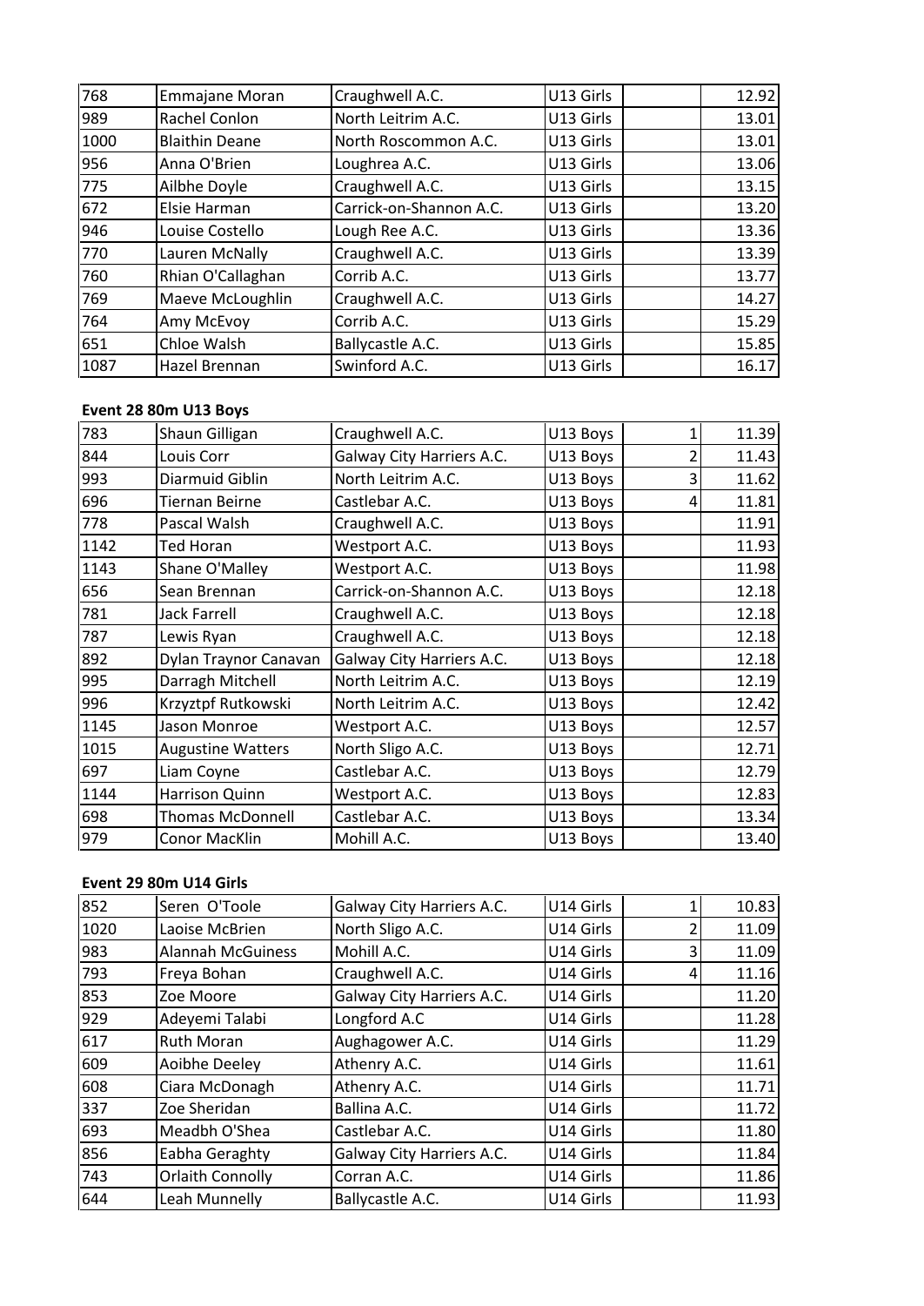| 768 | Emmajane Moran | Craughwell A.C. | U13 Girls | | 12.92 |
|---|---|---|---|---|---|
| 989 | Rachel Conlon | North Leitrim A.C. | U13 Girls | | 13.01 |
| 1000 | Blaithin Deane | North Roscommon A.C. | U13 Girls | | 13.01 |
| 956 | Anna O'Brien | Loughrea A.C. | U13 Girls | | 13.06 |
| 775 | Ailbhe Doyle | Craughwell A.C. | U13 Girls | | 13.15 |
| 672 | Elsie Harman | Carrick-on-Shannon A.C. | U13 Girls | | 13.20 |
| 946 | Louise Costello | Lough Ree A.C. | U13 Girls | | 13.36 |
| 770 | Lauren McNally | Craughwell A.C. | U13 Girls | | 13.39 |
| 760 | Rhian O'Callaghan | Corrib A.C. | U13 Girls | | 13.77 |
| 769 | Maeve McLoughlin | Craughwell A.C. | U13 Girls | | 14.27 |
| 764 | Amy McEvoy | Corrib A.C. | U13 Girls | | 15.29 |
| 651 | Chloe Walsh | Ballycastle A.C. | U13 Girls | | 15.85 |
| 1087 | Hazel Brennan | Swinford A.C. | U13 Girls | | 16.17 |

**Event 28 80m U13 Boys**

| 783 | Shaun Gilligan | Craughwell A.C. | U13 Boys | 1 | 11.39 |
|---|---|---|---|---|---|
| 844 | Louis Corr | Galway City Harriers A.C. | U13 Boys | 2 | 11.43 |
| 993 | Diarmuid Giblin | North Leitrim A.C. | U13 Boys | 3 | 11.62 |
| 696 | Tiernan Beirne | Castlebar A.C. | U13 Boys | 4 | 11.81 |
| 778 | Pascal Walsh | Craughwell A.C. | U13 Boys | | 11.91 |
| 1142 | Ted Horan | Westport A.C. | U13 Boys | | 11.93 |
| 1143 | Shane O'Malley | Westport A.C. | U13 Boys | | 11.98 |
| 656 | Sean Brennan | Carrick-on-Shannon A.C. | U13 Boys | | 12.18 |
| 781 | Jack Farrell | Craughwell A.C. | U13 Boys | | 12.18 |
| 787 | Lewis Ryan | Craughwell A.C. | U13 Boys | | 12.18 |
| 892 | Dylan Traynor Canavan | Galway City Harriers A.C. | U13 Boys | | 12.18 |
| 995 | Darragh Mitchell | North Leitrim A.C. | U13 Boys | | 12.19 |
| 996 | Krzyztpf Rutkowski | North Leitrim A.C. | U13 Boys | | 12.42 |
| 1145 | Jason Monroe | Westport A.C. | U13 Boys | | 12.57 |
| 1015 | Augustine Watters | North Sligo A.C. | U13 Boys | | 12.71 |
| 697 | Liam Coyne | Castlebar A.C. | U13 Boys | | 12.79 |
| 1144 | Harrison Quinn | Westport A.C. | U13 Boys | | 12.83 |
| 698 | Thomas McDonnell | Castlebar A.C. | U13 Boys | | 13.34 |
| 979 | Conor MacKlin | Mohill A.C. | U13 Boys | | 13.40 |

**Event 29 80m U14 Girls**

| 852 | Seren O'Toole | Galway City Harriers A.C. | U14 Girls | 1 | 10.83 |
|---|---|---|---|---|---|
| 1020 | Laoise McBrien | North Sligo A.C. | U14 Girls | 2 | 11.09 |
| 983 | Alannah McGuiness | Mohill A.C. | U14 Girls | 3 | 11.09 |
| 793 | Freya Bohan | Craughwell A.C. | U14 Girls | 4 | 11.16 |
| 853 | Zoe Moore | Galway City Harriers A.C. | U14 Girls | | 11.20 |
| 929 | Adeyemi Talabi | Longford A.C | U14 Girls | | 11.28 |
| 617 | Ruth Moran | Aughagower A.C. | U14 Girls | | 11.29 |
| 609 | Aoibhe Deeley | Athenry A.C. | U14 Girls | | 11.61 |
| 608 | Ciara McDonagh | Athenry A.C. | U14 Girls | | 11.71 |
| 337 | Zoe Sheridan | Ballina A.C. | U14 Girls | | 11.72 |
| 693 | Meadbh O'Shea | Castlebar A.C. | U14 Girls | | 11.80 |
| 856 | Eabha Geraghty | Galway City Harriers A.C. | U14 Girls | | 11.84 |
| 743 | Orlaith Connolly | Corran A.C. | U14 Girls | | 11.86 |
| 644 | Leah Munnelly | Ballycastle A.C. | U14 Girls | | 11.93 |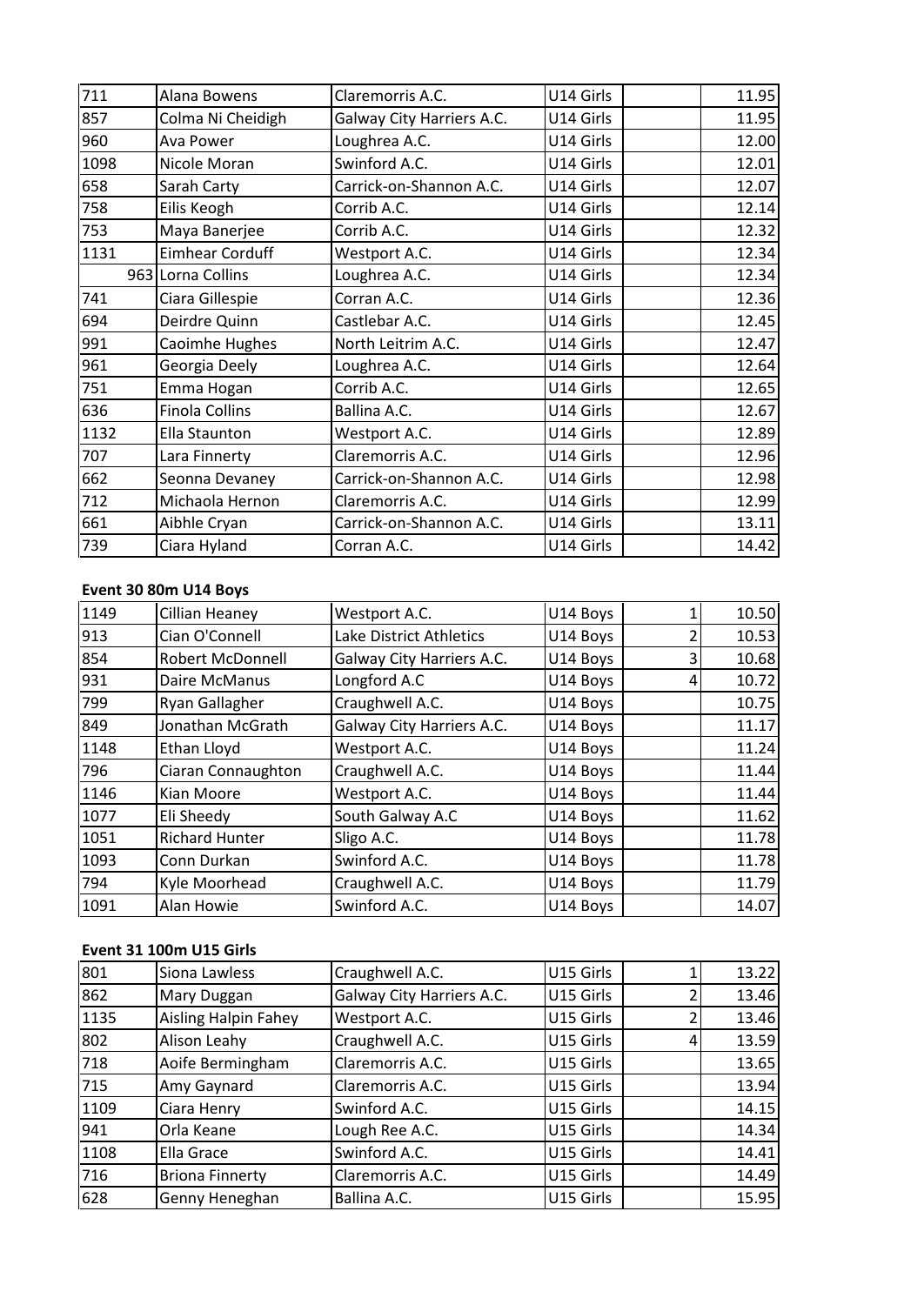| | | | | | |
|---|---|---|---|---|---|
| 711 | Alana Bowens | Claremorris A.C. | U14 Girls | | 11.95 |
| 857 | Colma Ni Cheidigh | Galway City Harriers A.C. | U14 Girls | | 11.95 |
| 960 | Ava Power | Loughrea A.C. | U14 Girls | | 12.00 |
| 1098 | Nicole Moran | Swinford A.C. | U14 Girls | | 12.01 |
| 658 | Sarah Carty | Carrick-on-Shannon A.C. | U14 Girls | | 12.07 |
| 758 | Eilis Keogh | Corrib A.C. | U14 Girls | | 12.14 |
| 753 | Maya Banerjee | Corrib A.C. | U14 Girls | | 12.32 |
| 1131 | Eimhear Corduff | Westport A.C. | U14 Girls | | 12.34 |
| 963 | Lorna Collins | Loughrea A.C. | U14 Girls | | 12.34 |
| 741 | Ciara Gillespie | Corran A.C. | U14 Girls | | 12.36 |
| 694 | Deirdre Quinn | Castlebar A.C. | U14 Girls | | 12.45 |
| 991 | Caoimhe Hughes | North Leitrim A.C. | U14 Girls | | 12.47 |
| 961 | Georgia Deely | Loughrea A.C. | U14 Girls | | 12.64 |
| 751 | Emma Hogan | Corrib A.C. | U14 Girls | | 12.65 |
| 636 | Finola Collins | Ballina A.C. | U14 Girls | | 12.67 |
| 1132 | Ella Staunton | Westport A.C. | U14 Girls | | 12.89 |
| 707 | Lara Finnerty | Claremorris A.C. | U14 Girls | | 12.96 |
| 662 | Seonna Devaney | Carrick-on-Shannon A.C. | U14 Girls | | 12.98 |
| 712 | Michaola Hernon | Claremorris A.C. | U14 Girls | | 12.99 |
| 661 | Aibhle Cryan | Carrick-on-Shannon A.C. | U14 Girls | | 13.11 |
| 739 | Ciara Hyland | Corran A.C. | U14 Girls | | 14.42 |

**Event 30 80m U14 Boys**

| | | | | | |
|---|---|---|---|---|---|
| 1149 | Cillian Heaney | Westport A.C. | U14 Boys | 1 | 10.50 |
| 913 | Cian O'Connell | Lake District Athletics | U14 Boys | 2 | 10.53 |
| 854 | Robert McDonnell | Galway City Harriers A.C. | U14 Boys | 3 | 10.68 |
| 931 | Daire McManus | Longford A.C | U14 Boys | 4 | 10.72 |
| 799 | Ryan Gallagher | Craughwell A.C. | U14 Boys | | 10.75 |
| 849 | Jonathan McGrath | Galway City Harriers A.C. | U14 Boys | | 11.17 |
| 1148 | Ethan Lloyd | Westport A.C. | U14 Boys | | 11.24 |
| 796 | Ciaran Connaughton | Craughwell A.C. | U14 Boys | | 11.44 |
| 1146 | Kian Moore | Westport A.C. | U14 Boys | | 11.44 |
| 1077 | Eli Sheedy | South Galway A.C | U14 Boys | | 11.62 |
| 1051 | Richard Hunter | Sligo A.C. | U14 Boys | | 11.78 |
| 1093 | Conn Durkan | Swinford A.C. | U14 Boys | | 11.78 |
| 794 | Kyle Moorhead | Craughwell A.C. | U14 Boys | | 11.79 |
| 1091 | Alan Howie | Swinford A.C. | U14 Boys | | 14.07 |

**Event 31 100m U15 Girls**

| | | | | | |
|---|---|---|---|---|---|
| 801 | Siona Lawless | Craughwell A.C. | U15 Girls | 1 | 13.22 |
| 862 | Mary Duggan | Galway City Harriers A.C. | U15 Girls | 2 | 13.46 |
| 1135 | Aisling Halpin Fahey | Westport A.C. | U15 Girls | 2 | 13.46 |
| 802 | Alison Leahy | Craughwell A.C. | U15 Girls | 4 | 13.59 |
| 718 | Aoife Bermingham | Claremorris A.C. | U15 Girls | | 13.65 |
| 715 | Amy Gaynard | Claremorris A.C. | U15 Girls | | 13.94 |
| 1109 | Ciara Henry | Swinford A.C. | U15 Girls | | 14.15 |
| 941 | Orla Keane | Lough Ree A.C. | U15 Girls | | 14.34 |
| 1108 | Ella Grace | Swinford A.C. | U15 Girls | | 14.41 |
| 716 | Briona Finnerty | Claremorris A.C. | U15 Girls | | 14.49 |
| 628 | Genny Heneghan | Ballina A.C. | U15 Girls | | 15.95 |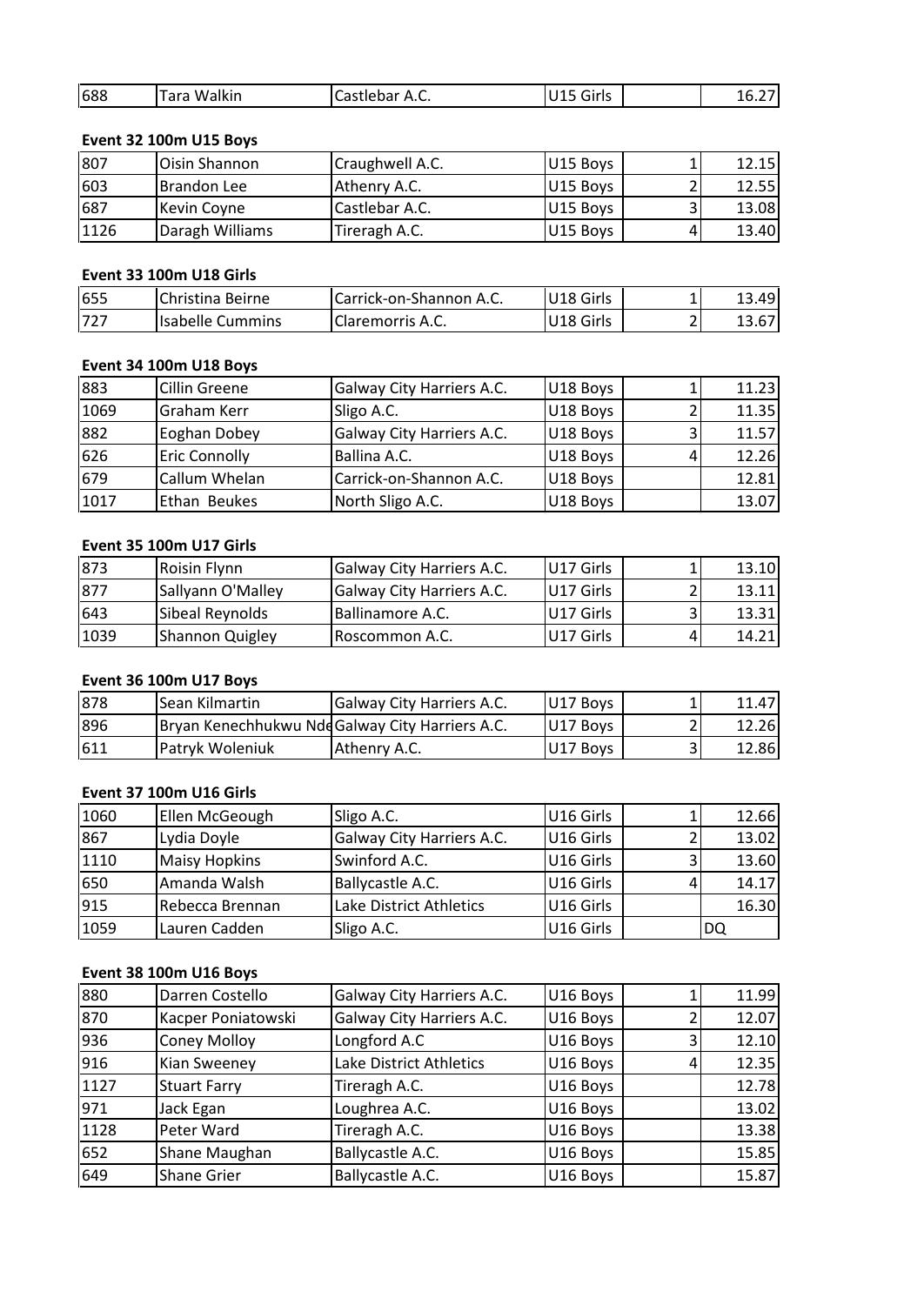| | | | | | |
|---|---|---|---|---|---|
| 688 | Tara Walkin | Castlebar A.C. | U15 Girls | | 16.27 |

### Event 32 100m U15 Boys

| | | | | | |
|---|---|---|---|---|---|
| 807 | Oisin Shannon | Craughwell A.C. | U15 Boys | 1 | 12.15 |
| 603 | Brandon Lee | Athenry A.C. | U15 Boys | 2 | 12.55 |
| 687 | Kevin Coyne | Castlebar A.C. | U15 Boys | 3 | 13.08 |
| 1126 | Daragh Williams | Tireragh A.C. | U15 Boys | 4 | 13.40 |

### Event 33 100m U18 Girls

| | | | | | |
|---|---|---|---|---|---|
| 655 | Christina Beirne | Carrick-on-Shannon A.C. | U18 Girls | 1 | 13.49 |
| 727 | Isabelle Cummins | Claremorris A.C. | U18 Girls | 2 | 13.67 |

### Event 34 100m U18 Boys

| | | | | | |
|---|---|---|---|---|---|
| 883 | Cillin Greene | Galway City Harriers A.C. | U18 Boys | 1 | 11.23 |
| 1069 | Graham Kerr | Sligo A.C. | U18 Boys | 2 | 11.35 |
| 882 | Eoghan Dobey | Galway City Harriers A.C. | U18 Boys | 3 | 11.57 |
| 626 | Eric Connolly | Ballina A.C. | U18 Boys | 4 | 12.26 |
| 679 | Callum Whelan | Carrick-on-Shannon A.C. | U18 Boys | | 12.81 |
| 1017 | Ethan Beukes | North Sligo A.C. | U18 Boys | | 13.07 |

### Event 35 100m U17 Girls

| | | | | | |
|---|---|---|---|---|---|
| 873 | Roisin Flynn | Galway City Harriers A.C. | U17 Girls | 1 | 13.10 |
| 877 | Sallyann O'Malley | Galway City Harriers A.C. | U17 Girls | 2 | 13.11 |
| 643 | Sibeal Reynolds | Ballinamore A.C. | U17 Girls | 3 | 13.31 |
| 1039 | Shannon Quigley | Roscommon A.C. | U17 Girls | 4 | 14.21 |

### Event 36 100m U17 Boys

| | | | | | |
|---|---|---|---|---|---|
| 878 | Sean Kilmartin | Galway City Harriers A.C. | U17 Boys | 1 | 11.47 |
| 896 | Bryan Kenechhukwu Nde | Galway City Harriers A.C. | U17 Boys | 2 | 12.26 |
| 611 | Patryk Woleniuk | Athenry A.C. | U17 Boys | 3 | 12.86 |

### Event 37 100m U16 Girls

| | | | | | |
|---|---|---|---|---|---|
| 1060 | Ellen McGeough | Sligo A.C. | U16 Girls | 1 | 12.66 |
| 867 | Lydia Doyle | Galway City Harriers A.C. | U16 Girls | 2 | 13.02 |
| 1110 | Maisy Hopkins | Swinford A.C. | U16 Girls | 3 | 13.60 |
| 650 | Amanda Walsh | Ballycastle A.C. | U16 Girls | 4 | 14.17 |
| 915 | Rebecca Brennan | Lake District Athletics | U16 Girls | | 16.30 |
| 1059 | Lauren Cadden | Sligo A.C. | U16 Girls | | DQ |

### Event 38 100m U16 Boys

| | | | | | |
|---|---|---|---|---|---|
| 880 | Darren Costello | Galway City Harriers A.C. | U16 Boys | 1 | 11.99 |
| 870 | Kacper Poniatowski | Galway City Harriers A.C. | U16 Boys | 2 | 12.07 |
| 936 | Coney Molloy | Longford A.C | U16 Boys | 3 | 12.10 |
| 916 | Kian Sweeney | Lake District Athletics | U16 Boys | 4 | 12.35 |
| 1127 | Stuart Farry | Tireragh A.C. | U16 Boys | | 12.78 |
| 971 | Jack Egan | Loughrea A.C. | U16 Boys | | 13.02 |
| 1128 | Peter Ward | Tireragh A.C. | U16 Boys | | 13.38 |
| 652 | Shane Maughan | Ballycastle A.C. | U16 Boys | | 15.85 |
| 649 | Shane Grier | Ballycastle A.C. | U16 Boys | | 15.87 |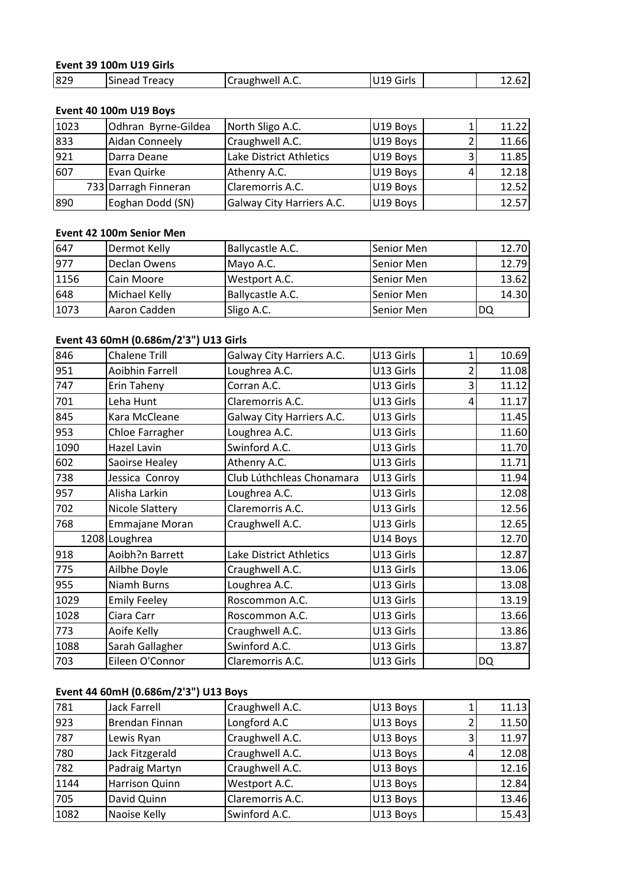**Event 39 100m U19 Girls**

| | | | | | |
|---|---|---|---|---|---|
| 829 | Sinead Treacy | Craughwell A.C. | U19 Girls | | 12.62 |

**Event 40 100m U19 Boys**

| | | | | | |
|---|---|---|---|---|---|
| 1023 | Odhran Byrne-Gildea | North Sligo A.C. | U19 Boys | 1 | 11.22 |
| 833 | Aidan Conneely | Craughwell A.C. | U19 Boys | 2 | 11.66 |
| 921 | Darra Deane | Lake District Athletics | U19 Boys | 3 | 11.85 |
| 607 | Evan Quirke | Athenry A.C. | U19 Boys | 4 | 12.18 |
| 733 | Darragh Finneran | Claremorris A.C. | U19 Boys | | 12.52 |
| 890 | Eoghan Dodd (SN) | Galway City Harriers A.C. | U19 Boys | | 12.57 |

**Event 42 100m Senior Men**

| | | | | |
|---|---|---|---|---|
| 647 | Dermot Kelly | Ballycastle A.C. | Senior Men | 12.70 |
| 977 | Declan Owens | Mayo A.C. | Senior Men | 12.79 |
| 1156 | Cain Moore | Westport A.C. | Senior Men | 13.62 |
| 648 | Michael Kelly | Ballycastle A.C. | Senior Men | 14.30 |
| 1073 | Aaron Cadden | Sligo A.C. | Senior Men | DQ |

**Event 43 60mH (0.686m/2'3") U13 Girls**

| | | | | | |
|---|---|---|---|---|---|
| 846 | Chalene Trill | Galway City Harriers A.C. | U13 Girls | 1 | 10.69 |
| 951 | Aoibhin Farrell | Loughrea A.C. | U13 Girls | 2 | 11.08 |
| 747 | Erin Taheny | Corran A.C. | U13 Girls | 3 | 11.12 |
| 701 | Leha Hunt | Claremorris A.C. | U13 Girls | 4 | 11.17 |
| 845 | Kara McCleane | Galway City Harriers A.C. | U13 Girls | | 11.45 |
| 953 | Chloe Farragher | Loughrea A.C. | U13 Girls | | 11.60 |
| 1090 | Hazel Lavin | Swinford A.C. | U13 Girls | | 11.70 |
| 602 | Saoirse Healey | Athenry A.C. | U13 Girls | | 11.71 |
| 738 | Jessica Conroy | Club Lúthchleas Chonamara | U13 Girls | | 11.94 |
| 957 | Alisha Larkin | Loughrea A.C. | U13 Girls | | 12.08 |
| 702 | Nicole Slattery | Claremorris A.C. | U13 Girls | | 12.56 |
| 768 | Emmajane Moran | Craughwell A.C. | U13 Girls | | 12.65 |
| 1208 | Loughrea | | U14 Boys | | 12.70 |
| 918 | Aoibh?n Barrett | Lake District Athletics | U13 Girls | | 12.87 |
| 775 | Ailbhe Doyle | Craughwell A.C. | U13 Girls | | 13.06 |
| 955 | Niamh Burns | Loughrea A.C. | U13 Girls | | 13.08 |
| 1029 | Emily Feeley | Roscommon A.C. | U13 Girls | | 13.19 |
| 1028 | Ciara Carr | Roscommon A.C. | U13 Girls | | 13.66 |
| 773 | Aoife Kelly | Craughwell A.C. | U13 Girls | | 13.86 |
| 1088 | Sarah Gallagher | Swinford A.C. | U13 Girls | | 13.87 |
| 703 | Eileen O'Connor | Claremorris A.C. | U13 Girls | | DQ |

**Event 44 60mH (0.686m/2'3") U13 Boys**

| | | | | | |
|---|---|---|---|---|---|
| 781 | Jack Farrell | Craughwell A.C. | U13 Boys | 1 | 11.13 |
| 923 | Brendan Finnan | Longford A.C | U13 Boys | 2 | 11.50 |
| 787 | Lewis Ryan | Craughwell A.C. | U13 Boys | 3 | 11.97 |
| 780 | Jack Fitzgerald | Craughwell A.C. | U13 Boys | 4 | 12.08 |
| 782 | Padraig Martyn | Craughwell A.C. | U13 Boys | | 12.16 |
| 1144 | Harrison Quinn | Westport A.C. | U13 Boys | | 12.84 |
| 705 | David Quinn | Claremorris A.C. | U13 Boys | | 13.46 |
| 1082 | Naoise Kelly | Swinford A.C. | U13 Boys | | 15.43 |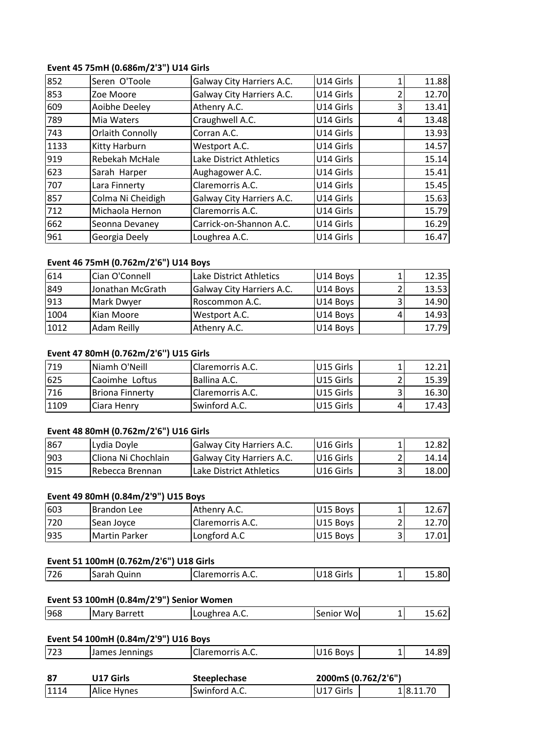**Event 45 75mH (0.686m/2'3") U14 Girls**

| | | | | | |
|---|---|---|---|---|---|
| 852 | Seren O'Toole | Galway City Harriers A.C. | U14 Girls | 1 | 11.88 |
| 853 | Zoe Moore | Galway City Harriers A.C. | U14 Girls | 2 | 12.70 |
| 609 | Aoibhe Deeley | Athenry A.C. | U14 Girls | 3 | 13.41 |
| 789 | Mia Waters | Craughwell A.C. | U14 Girls | 4 | 13.48 |
| 743 | Orlaith Connolly | Corran A.C. | U14 Girls | | 13.93 |
| 1133 | Kitty Harburn | Westport A.C. | U14 Girls | | 14.57 |
| 919 | Rebekah McHale | Lake District Athletics | U14 Girls | | 15.14 |
| 623 | Sarah Harper | Aughagower A.C. | U14 Girls | | 15.41 |
| 707 | Lara Finnerty | Claremorris A.C. | U14 Girls | | 15.45 |
| 857 | Colma Ni Cheidigh | Galway City Harriers A.C. | U14 Girls | | 15.63 |
| 712 | Michaola Hernon | Claremorris A.C. | U14 Girls | | 15.79 |
| 662 | Seonna Devaney | Carrick-on-Shannon A.C. | U14 Girls | | 16.29 |
| 961 | Georgia Deely | Loughrea A.C. | U14 Girls | | 16.47 |

**Event 46 75mH (0.762m/2'6") U14 Boys**

| | | | | | |
|---|---|---|---|---|---|
| 614 | Cian O'Connell | Lake District Athletics | U14 Boys | 1 | 12.35 |
| 849 | Jonathan McGrath | Galway City Harriers A.C. | U14 Boys | 2 | 13.53 |
| 913 | Mark Dwyer | Roscommon A.C. | U14 Boys | 3 | 14.90 |
| 1004 | Kian Moore | Westport A.C. | U14 Boys | 4 | 14.93 |
| 1012 | Adam Reilly | Athenry A.C. | U14 Boys | | 17.79 |

**Event 47 80mH (0.762m/2'6'') U15 Girls**

| | | | | | |
|---|---|---|---|---|---|
| 719 | Niamh O'Neill | Claremorris A.C. | U15 Girls | 1 | 12.21 |
| 625 | Caoimhe Loftus | Ballina A.C. | U15 Girls | 2 | 15.39 |
| 716 | Briona Finnerty | Claremorris A.C. | U15 Girls | 3 | 16.30 |
| 1109 | Ciara Henry | Swinford A.C. | U15 Girls | 4 | 17.43 |

**Event 48 80mH (0.762m/2'6") U16 Girls**

| | | | | | |
|---|---|---|---|---|---|
| 867 | Lydia Doyle | Galway City Harriers A.C. | U16 Girls | 1 | 12.82 |
| 903 | Cliona Ni Chochlain | Galway City Harriers A.C. | U16 Girls | 2 | 14.14 |
| 915 | Rebecca Brennan | Lake District Athletics | U16 Girls | 3 | 18.00 |

**Event 49 80mH (0.84m/2'9") U15 Boys**

| | | | | | |
|---|---|---|---|---|---|
| 603 | Brandon Lee | Athenry A.C. | U15 Boys | 1 | 12.67 |
| 720 | Sean Joyce | Claremorris A.C. | U15 Boys | 2 | 12.70 |
| 935 | Martin Parker | Longford A.C | U15 Boys | 3 | 17.01 |

**Event 51 100mH (0.762m/2'6") U18 Girls**

| | | | | | |
|---|---|---|---|---|---|
| 726 | Sarah Quinn | Claremorris A.C. | U18 Girls | 1 | 15.80 |

**Event 53 100mH (0.84m/2'9") Senior Women**

| | | | | | |
|---|---|---|---|---|---|
| 968 | Mary Barrett | Loughrea A.C. | Senior Wo | 1 | 15.62 |

**Event 54 100mH (0.84m/2'9") U16 Boys**

| | | | | | |
|---|---|---|---|---|---|
| 723 | James Jennings | Claremorris A.C. | U16 Boys | 1 | 14.89 |

| **87** | **U17 Girls** | **Steeplechase** | **2000mS (0.762/2'6")** | | |
|---|---|---|---|---|---|
| 1114 | Alice Hynes | Swinford A.C. | U17 Girls | 1 | 8.11.70 |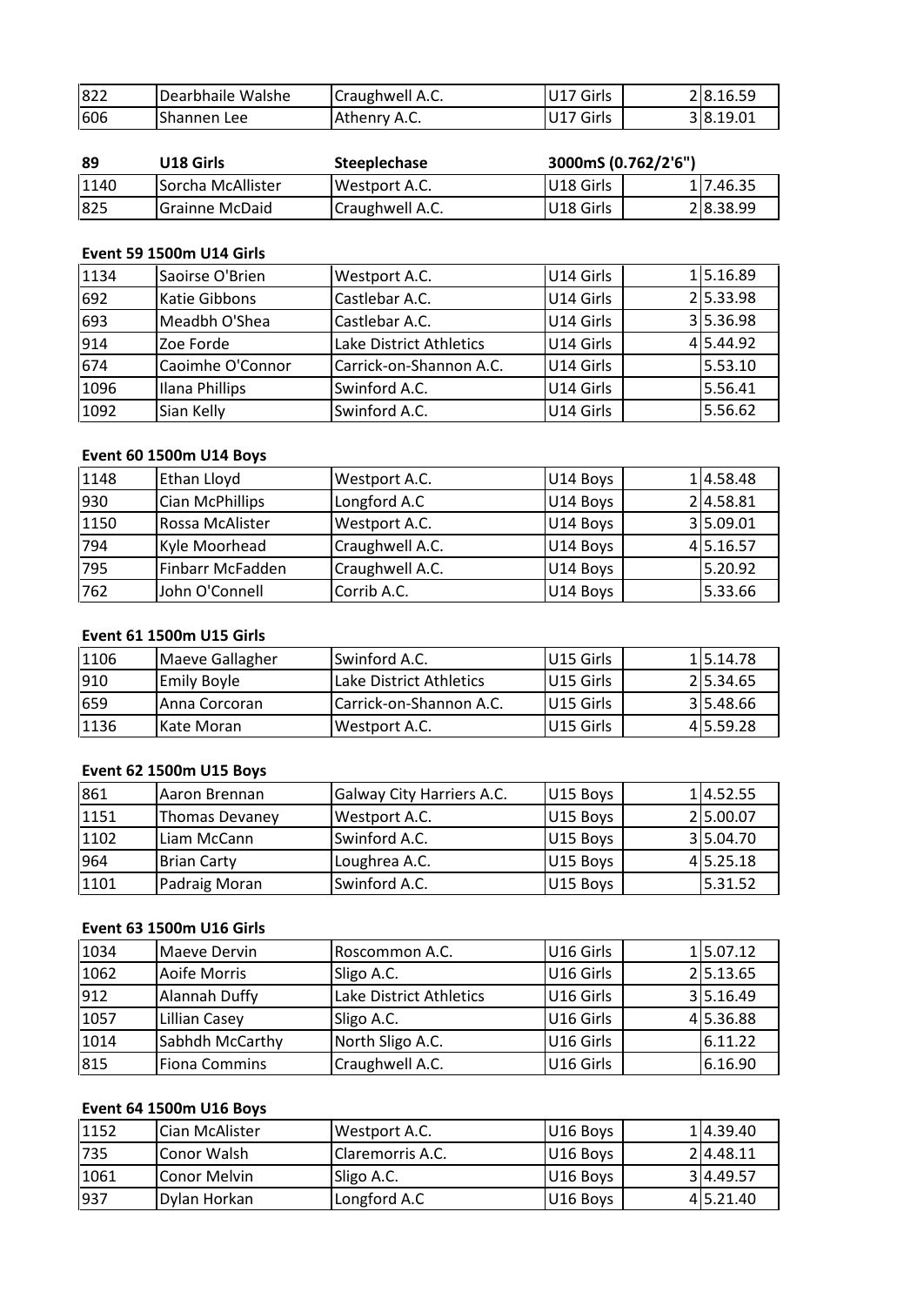| | | | | | |
|---|---|---|---|---|---|
| 822 | Dearbhaile Walshe | Craughwell A.C. | U17 Girls | 2 | 8.16.59 |
| 606 | Shannen Lee | Athenry A.C. | U17 Girls | 3 | 8.19.01 |

| 89 | U18 Girls | Steeplechase | 3000mS (0.762/2'6") | | |
|---|---|---|---|---|---|
| 1140 | Sorcha McAllister | Westport A.C. | U18 Girls | 1 | 7.46.35 |
| 825 | Grainne McDaid | Craughwell A.C. | U18 Girls | 2 | 8.38.99 |

**Event 59 1500m U14 Girls**

| | | | | | |
|---|---|---|---|---|---|
| 1134 | Saoirse O'Brien | Westport A.C. | U14 Girls | 1 | 5.16.89 |
| 692 | Katie Gibbons | Castlebar A.C. | U14 Girls | 2 | 5.33.98 |
| 693 | Meadbh O'Shea | Castlebar A.C. | U14 Girls | 3 | 5.36.98 |
| 914 | Zoe Forde | Lake District Athletics | U14 Girls | 4 | 5.44.92 |
| 674 | Caoimhe O'Connor | Carrick-on-Shannon A.C. | U14 Girls | | 5.53.10 |
| 1096 | Ilana Phillips | Swinford A.C. | U14 Girls | | 5.56.41 |
| 1092 | Sian Kelly | Swinford A.C. | U14 Girls | | 5.56.62 |

**Event 60 1500m U14 Boys**

| | | | | | |
|---|---|---|---|---|---|
| 1148 | Ethan Lloyd | Westport A.C. | U14 Boys | 1 | 4.58.48 |
| 930 | Cian McPhillips | Longford A.C | U14 Boys | 2 | 4.58.81 |
| 1150 | Rossa McAlister | Westport A.C. | U14 Boys | 3 | 5.09.01 |
| 794 | Kyle Moorhead | Craughwell A.C. | U14 Boys | 4 | 5.16.57 |
| 795 | Finbarr McFadden | Craughwell A.C. | U14 Boys | | 5.20.92 |
| 762 | John O'Connell | Corrib A.C. | U14 Boys | | 5.33.66 |

**Event 61 1500m U15 Girls**

| | | | | | |
|---|---|---|---|---|---|
| 1106 | Maeve Gallagher | Swinford A.C. | U15 Girls | 1 | 5.14.78 |
| 910 | Emily Boyle | Lake District Athletics | U15 Girls | 2 | 5.34.65 |
| 659 | Anna Corcoran | Carrick-on-Shannon A.C. | U15 Girls | 3 | 5.48.66 |
| 1136 | Kate Moran | Westport A.C. | U15 Girls | 4 | 5.59.28 |

**Event 62 1500m U15 Boys**

| | | | | | |
|---|---|---|---|---|---|
| 861 | Aaron Brennan | Galway City Harriers A.C. | U15 Boys | 1 | 4.52.55 |
| 1151 | Thomas Devaney | Westport A.C. | U15 Boys | 2 | 5.00.07 |
| 1102 | Liam McCann | Swinford A.C. | U15 Boys | 3 | 5.04.70 |
| 964 | Brian Carty | Loughrea A.C. | U15 Boys | 4 | 5.25.18 |
| 1101 | Padraig Moran | Swinford A.C. | U15 Boys | | 5.31.52 |

**Event 63 1500m U16 Girls**

| | | | | | |
|---|---|---|---|---|---|
| 1034 | Maeve Dervin | Roscommon A.C. | U16 Girls | 1 | 5.07.12 |
| 1062 | Aoife Morris | Sligo A.C. | U16 Girls | 2 | 5.13.65 |
| 912 | Alannah Duffy | Lake District Athletics | U16 Girls | 3 | 5.16.49 |
| 1057 | Lillian Casey | Sligo A.C. | U16 Girls | 4 | 5.36.88 |
| 1014 | Sabhdh McCarthy | North Sligo A.C. | U16 Girls | | 6.11.22 |
| 815 | Fiona Commins | Craughwell A.C. | U16 Girls | | 6.16.90 |

**Event 64 1500m U16 Boys**

| | | | | | |
|---|---|---|---|---|---|
| 1152 | Cian McAlister | Westport A.C. | U16 Boys | 1 | 4.39.40 |
| 735 | Conor Walsh | Claremorris A.C. | U16 Boys | 2 | 4.48.11 |
| 1061 | Conor Melvin | Sligo A.C. | U16 Boys | 3 | 4.49.57 |
| 937 | Dylan Horkan | Longford A.C | U16 Boys | 4 | 5.21.40 |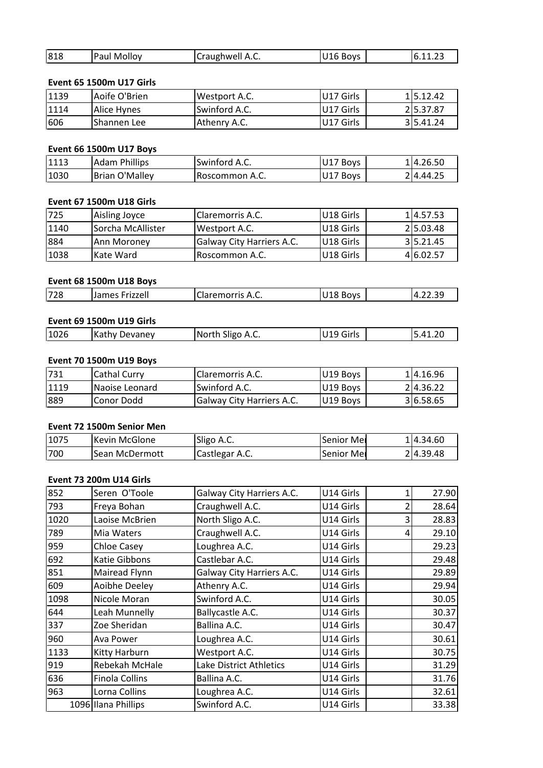| 818 | Paul Molloy | Craughwell A.C. | U16 Boys | | 6.11.23 |
|---|---|---|---|---|---|

**Event 65 1500m U17 Girls**

| 1139 | Aoife O'Brien | Westport A.C. | U17 Girls | 1 | 5.12.42 |
|---|---|---|---|---|---|
| 1114 | Alice Hynes | Swinford A.C. | U17 Girls | 2 | 5.37.87 |
| 606 | Shannen Lee | Athenry A.C. | U17 Girls | 3 | 5.41.24 |

**Event 66 1500m U17 Boys**

| 1113 | Adam Phillips | Swinford A.C. | U17 Boys | 1 | 4.26.50 |
|---|---|---|---|---|---|
| 1030 | Brian O'Malley | Roscommon A.C. | U17 Boys | 2 | 4.44.25 |

**Event 67 1500m U18 Girls**

| 725 | Aisling Joyce | Claremorris A.C. | U18 Girls | 1 | 4.57.53 |
|---|---|---|---|---|---|
| 1140 | Sorcha McAllister | Westport A.C. | U18 Girls | 2 | 5.03.48 |
| 884 | Ann Moroney | Galway City Harriers A.C. | U18 Girls | 3 | 5.21.45 |
| 1038 | Kate Ward | Roscommon A.C. | U18 Girls | 4 | 6.02.57 |

**Event 68 1500m U18 Boys**

| 728 | James Frizzell | Claremorris A.C. | U18 Boys | | 4.22.39 |
|---|---|---|---|---|---|

**Event 69 1500m U19 Girls**

| 1026 | Kathy Devaney | North Sligo A.C. | U19 Girls | | 5.41.20 |
|---|---|---|---|---|---|

**Event 70 1500m U19 Boys**

| 731 | Cathal Curry | Claremorris A.C. | U19 Boys | 1 | 4.16.96 |
|---|---|---|---|---|---|
| 1119 | Naoise Leonard | Swinford A.C. | U19 Boys | 2 | 4.36.22 |
| 889 | Conor Dodd | Galway City Harriers A.C. | U19 Boys | 3 | 6.58.65 |

**Event 72 1500m Senior Men**

| 1075 | Kevin McGlone | Sligo A.C. | Senior Me | 1 | 4.34.60 |
|---|---|---|---|---|---|
| 700 | Sean McDermott | Castlegar A.C. | Senior Me | 2 | 4.39.48 |

**Event 73 200m U14 Girls**

| 852 | Seren O'Toole | Galway City Harriers A.C. | U14 Girls | 1 | 27.90 |
|---|---|---|---|---|---|
| 793 | Freya Bohan | Craughwell A.C. | U14 Girls | 2 | 28.64 |
| 1020 | Laoise McBrien | North Sligo A.C. | U14 Girls | 3 | 28.83 |
| 789 | Mia Waters | Craughwell A.C. | U14 Girls | 4 | 29.10 |
| 959 | Chloe Casey | Loughrea A.C. | U14 Girls | | 29.23 |
| 692 | Katie Gibbons | Castlebar A.C. | U14 Girls | | 29.48 |
| 851 | Mairead Flynn | Galway City Harriers A.C. | U14 Girls | | 29.89 |
| 609 | Aoibhe Deeley | Athenry A.C. | U14 Girls | | 29.94 |
| 1098 | Nicole Moran | Swinford A.C. | U14 Girls | | 30.05 |
| 644 | Leah Munnelly | Ballycastle A.C. | U14 Girls | | 30.37 |
| 337 | Zoe Sheridan | Ballina A.C. | U14 Girls | | 30.47 |
| 960 | Ava Power | Loughrea A.C. | U14 Girls | | 30.61 |
| 1133 | Kitty Harburn | Westport A.C. | U14 Girls | | 30.75 |
| 919 | Rebekah McHale | Lake District Athletics | U14 Girls | | 31.29 |
| 636 | Finola Collins | Ballina A.C. | U14 Girls | | 31.76 |
| 963 | Lorna Collins | Loughrea A.C. | U14 Girls | | 32.61 |
| 1096 | Ilana Phillips | Swinford A.C. | U14 Girls | | 33.38 |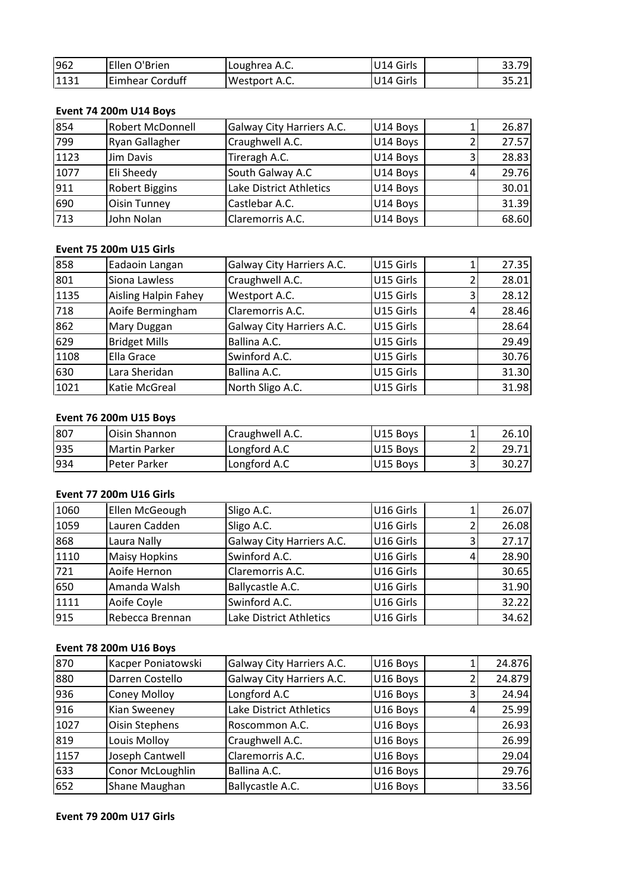| | | | | | |
|---|---|---|---|---|---|
| 962 | Ellen O'Brien | Loughrea A.C. | U14 Girls | | 33.79 |
| 1131 | Eimhear Corduff | Westport A.C. | U14 Girls | | 35.21 |

**Event 74 200m U14 Boys**

| | | | | | |
|---|---|---|---|---|---|
| 854 | Robert McDonnell | Galway City Harriers A.C. | U14 Boys | 1 | 26.87 |
| 799 | Ryan Gallagher | Craughwell A.C. | U14 Boys | 2 | 27.57 |
| 1123 | Jim Davis | Tireragh A.C. | U14 Boys | 3 | 28.83 |
| 1077 | Eli Sheedy | South Galway A.C | U14 Boys | 4 | 29.76 |
| 911 | Robert Biggins | Lake District Athletics | U14 Boys | | 30.01 |
| 690 | Oisin Tunney | Castlebar A.C. | U14 Boys | | 31.39 |
| 713 | John Nolan | Claremorris A.C. | U14 Boys | | 68.60 |

**Event 75 200m U15 Girls**

| | | | | | |
|---|---|---|---|---|---|
| 858 | Eadaoin Langan | Galway City Harriers A.C. | U15 Girls | 1 | 27.35 |
| 801 | Siona Lawless | Craughwell A.C. | U15 Girls | 2 | 28.01 |
| 1135 | Aisling Halpin Fahey | Westport A.C. | U15 Girls | 3 | 28.12 |
| 718 | Aoife Bermingham | Claremorris A.C. | U15 Girls | 4 | 28.46 |
| 862 | Mary Duggan | Galway City Harriers A.C. | U15 Girls | | 28.64 |
| 629 | Bridget Mills | Ballina A.C. | U15 Girls | | 29.49 |
| 1108 | Ella Grace | Swinford A.C. | U15 Girls | | 30.76 |
| 630 | Lara Sheridan | Ballina A.C. | U15 Girls | | 31.30 |
| 1021 | Katie McGreal | North Sligo A.C. | U15 Girls | | 31.98 |

**Event 76 200m U15 Boys**

| | | | | | |
|---|---|---|---|---|---|
| 807 | Oisin Shannon | Craughwell A.C. | U15 Boys | 1 | 26.10 |
| 935 | Martin Parker | Longford A.C | U15 Boys | 2 | 29.71 |
| 934 | Peter Parker | Longford A.C | U15 Boys | 3 | 30.27 |

**Event 77 200m U16 Girls**

| | | | | | |
|---|---|---|---|---|---|
| 1060 | Ellen McGeough | Sligo A.C. | U16 Girls | 1 | 26.07 |
| 1059 | Lauren Cadden | Sligo A.C. | U16 Girls | 2 | 26.08 |
| 868 | Laura Nally | Galway City Harriers A.C. | U16 Girls | 3 | 27.17 |
| 1110 | Maisy Hopkins | Swinford A.C. | U16 Girls | 4 | 28.90 |
| 721 | Aoife Hernon | Claremorris A.C. | U16 Girls | | 30.65 |
| 650 | Amanda Walsh | Ballycastle A.C. | U16 Girls | | 31.90 |
| 1111 | Aoife Coyle | Swinford A.C. | U16 Girls | | 32.22 |
| 915 | Rebecca Brennan | Lake District Athletics | U16 Girls | | 34.62 |

**Event 78 200m U16 Boys**

| | | | | | |
|---|---|---|---|---|---|
| 870 | Kacper Poniatowski | Galway City Harriers A.C. | U16 Boys | 1 | 24.876 |
| 880 | Darren Costello | Galway City Harriers A.C. | U16 Boys | 2 | 24.879 |
| 936 | Coney Molloy | Longford A.C | U16 Boys | 3 | 24.94 |
| 916 | Kian Sweeney | Lake District Athletics | U16 Boys | 4 | 25.99 |
| 1027 | Oisin Stephens | Roscommon A.C. | U16 Boys | | 26.93 |
| 819 | Louis Molloy | Craughwell A.C. | U16 Boys | | 26.99 |
| 1157 | Joseph Cantwell | Claremorris A.C. | U16 Boys | | 29.04 |
| 633 | Conor McLoughlin | Ballina A.C. | U16 Boys | | 29.76 |
| 652 | Shane Maughan | Ballycastle A.C. | U16 Boys | | 33.56 |

**Event 79 200m U17 Girls**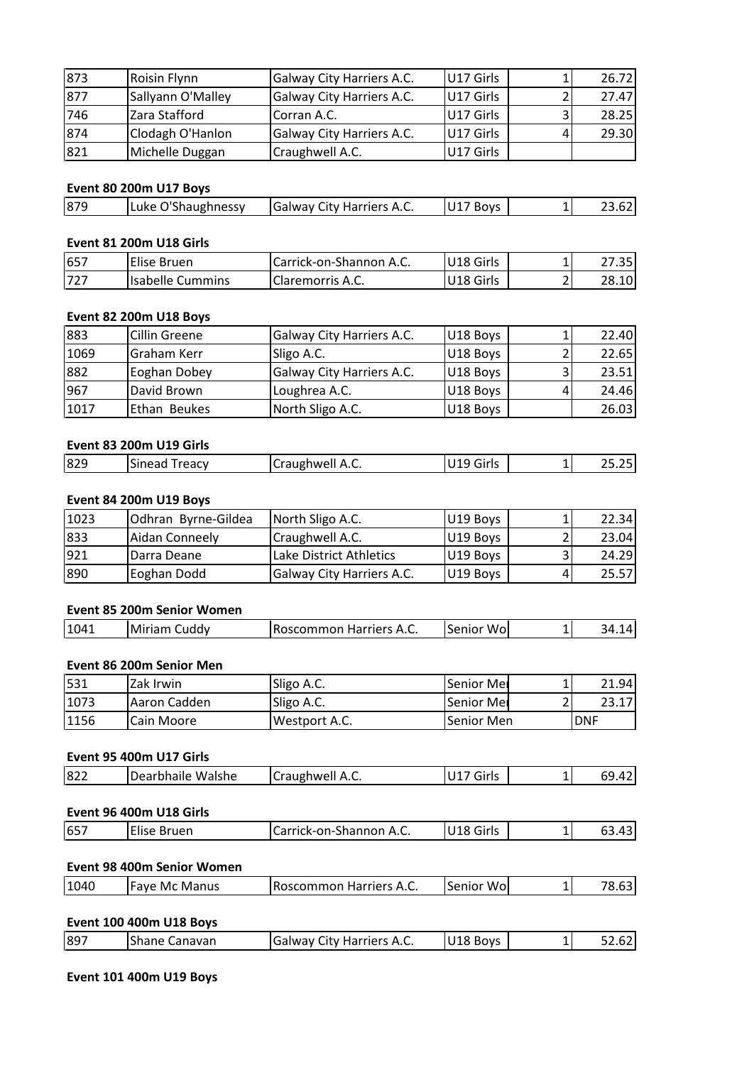| | | | | | |
|---|---|---|---|---|---|
| 873 | Roisin Flynn | Galway City Harriers A.C. | U17 Girls | 1 | 26.72 |
| 877 | Sallyann O'Malley | Galway City Harriers A.C. | U17 Girls | 2 | 27.47 |
| 746 | Zara Stafford | Corran A.C. | U17 Girls | 3 | 28.25 |
| 874 | Clodagh O'Hanlon | Galway City Harriers A.C. | U17 Girls | 4 | 29.30 |
| 821 | Michelle Duggan | Craughwell A.C. | U17 Girls | | |

**Event 80 200m U17 Boys**

| | | | | | |
|---|---|---|---|---|---|
| 879 | Luke O'Shaughnessy | Galway City Harriers A.C. | U17 Boys | 1 | 23.62 |

**Event 81 200m U18 Girls**

| | | | | | |
|---|---|---|---|---|---|
| 657 | Elise Bruen | Carrick-on-Shannon A.C. | U18 Girls | 1 | 27.35 |
| 727 | Isabelle Cummins | Claremorris A.C. | U18 Girls | 2 | 28.10 |

**Event 82 200m U18 Boys**

| | | | | | |
|---|---|---|---|---|---|
| 883 | Cillin Greene | Galway City Harriers A.C. | U18 Boys | 1 | 22.40 |
| 1069 | Graham Kerr | Sligo A.C. | U18 Boys | 2 | 22.65 |
| 882 | Eoghan Dobey | Galway City Harriers A.C. | U18 Boys | 3 | 23.51 |
| 967 | David Brown | Loughrea A.C. | U18 Boys | 4 | 24.46 |
| 1017 | Ethan Beukes | North Sligo A.C. | U18 Boys | | 26.03 |

**Event 83 200m U19 Girls**

| | | | | | |
|---|---|---|---|---|---|
| 829 | Sinead Treacy | Craughwell A.C. | U19 Girls | 1 | 25.25 |

**Event 84 200m U19 Boys**

| | | | | | |
|---|---|---|---|---|---|
| 1023 | Odhran Byrne-Gildea | North Sligo A.C. | U19 Boys | 1 | 22.34 |
| 833 | Aidan Conneely | Craughwell A.C. | U19 Boys | 2 | 23.04 |
| 921 | Darra Deane | Lake District Athletics | U19 Boys | 3 | 24.29 |
| 890 | Eoghan Dodd | Galway City Harriers A.C. | U19 Boys | 4 | 25.57 |

**Event 85 200m Senior Women**

| | | | | | |
|---|---|---|---|---|---|
| 1041 | Miriam Cuddy | Roscommon Harriers A.C. | Senior Wo | 1 | 34.14 |

**Event 86 200m Senior Men**

| | | | | | |
|---|---|---|---|---|---|
| 531 | Zak Irwin | Sligo A.C. | Senior Me | 1 | 21.94 |
| 1073 | Aaron Cadden | Sligo A.C. | Senior Me | 2 | 23.17 |
| 1156 | Cain Moore | Westport A.C. | Senior Men | | DNF |

**Event 95 400m U17 Girls**

| | | | | | |
|---|---|---|---|---|---|
| 822 | Dearbhaile Walshe | Craughwell A.C. | U17 Girls | 1 | 69.42 |

**Event 96 400m U18 Girls**

| | | | | | |
|---|---|---|---|---|---|
| 657 | Elise Bruen | Carrick-on-Shannon A.C. | U18 Girls | 1 | 63.43 |

**Event 98 400m Senior Women**

| | | | | | |
|---|---|---|---|---|---|
| 1040 | Faye Mc Manus | Roscommon Harriers A.C. | Senior Wo | 1 | 78.63 |

**Event 100 400m U18 Boys**

| | | | | | |
|---|---|---|---|---|---|
| 897 | Shane Canavan | Galway City Harriers A.C. | U18 Boys | 1 | 52.62 |

**Event 101 400m U19 Boys**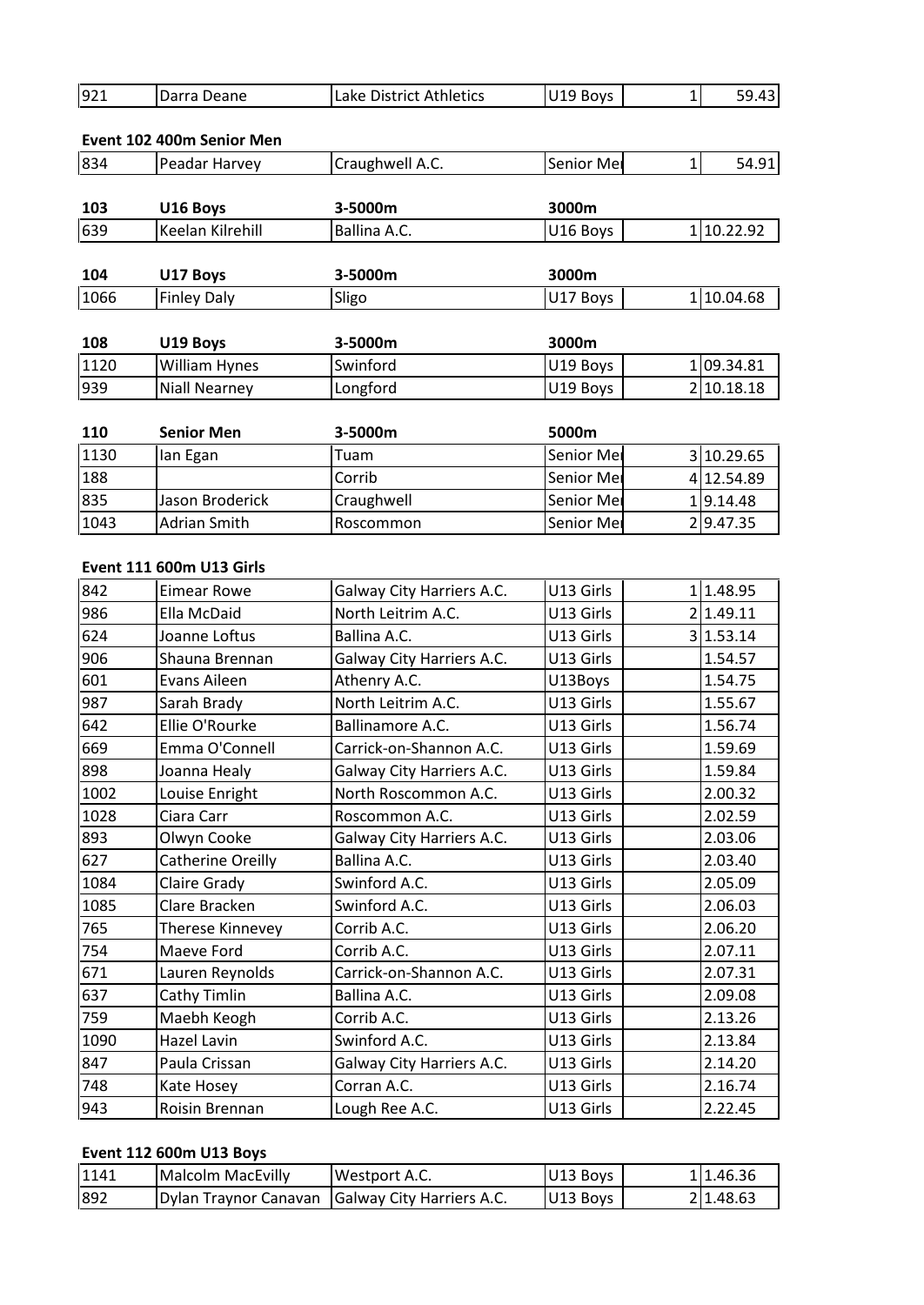| 921 | Darra Deane | Lake District Athletics | U19 Boys | 1 | 59.43 |
|---|---|---|---|---|---|

**Event 102 400m Senior Men**

| 834 | Peadar Harvey | Craughwell A.C. | Senior Me | 1 | 54.91 |
|---|---|---|---|---|---|

| **103** | **U16 Boys** | **3-5000m** | **3000m** | | |
|---|---|---|---|---|---|
| 639 | Keelan Kilrehill | Ballina A.C. | U16 Boys | 1 | 10.22.92 |

| **104** | **U17 Boys** | **3-5000m** | **3000m** | | |
|---|---|---|---|---|---|
| 1066 | Finley Daly | Sligo | U17 Boys | 1 | 10.04.68 |

| **108** | **U19 Boys** | **3-5000m** | **3000m** | | |
|---|---|---|---|---|---|
| 1120 | William Hynes | Swinford | U19 Boys | 1 | 09.34.81 |
| 939 | Niall Nearney | Longford | U19 Boys | 2 | 10.18.18 |

| **110** | **Senior Men** | **3-5000m** | **5000m** | | |
|---|---|---|---|---|---|
| 1130 | Ian Egan | Tuam | Senior Me | 3 | 10.29.65 |
| 188 | | Corrib | Senior Me | 4 | 12.54.89 |
| 835 | Jason Broderick | Craughwell | Senior Me | 1 | 9.14.48 |
| 1043 | Adrian Smith | Roscommon | Senior Me | 2 | 9.47.35 |

**Event 111 600m U13 Girls**

| 842 | Eimear Rowe | Galway City Harriers A.C. | U13 Girls | 1 | 1.48.95 |
|---|---|---|---|---|---|
| 986 | Ella McDaid | North Leitrim A.C. | U13 Girls | 2 | 1.49.11 |
| 624 | Joanne Loftus | Ballina A.C. | U13 Girls | 3 | 1.53.14 |
| 906 | Shauna Brennan | Galway City Harriers A.C. | U13 Girls | | 1.54.57 |
| 601 | Evans Aileen | Athenry A.C. | U13Boys | | 1.54.75 |
| 987 | Sarah Brady | North Leitrim A.C. | U13 Girls | | 1.55.67 |
| 642 | Ellie O'Rourke | Ballinamore A.C. | U13 Girls | | 1.56.74 |
| 669 | Emma O'Connell | Carrick-on-Shannon A.C. | U13 Girls | | 1.59.69 |
| 898 | Joanna Healy | Galway City Harriers A.C. | U13 Girls | | 1.59.84 |
| 1002 | Louise Enright | North Roscommon A.C. | U13 Girls | | 2.00.32 |
| 1028 | Ciara Carr | Roscommon A.C. | U13 Girls | | 2.02.59 |
| 893 | Olwyn Cooke | Galway City Harriers A.C. | U13 Girls | | 2.03.06 |
| 627 | Catherine Oreilly | Ballina A.C. | U13 Girls | | 2.03.40 |
| 1084 | Claire Grady | Swinford A.C. | U13 Girls | | 2.05.09 |
| 1085 | Clare Bracken | Swinford A.C. | U13 Girls | | 2.06.03 |
| 765 | Therese Kinnevey | Corrib A.C. | U13 Girls | | 2.06.20 |
| 754 | Maeve Ford | Corrib A.C. | U13 Girls | | 2.07.11 |
| 671 | Lauren Reynolds | Carrick-on-Shannon A.C. | U13 Girls | | 2.07.31 |
| 637 | Cathy Timlin | Ballina A.C. | U13 Girls | | 2.09.08 |
| 759 | Maebh Keogh | Corrib A.C. | U13 Girls | | 2.13.26 |
| 1090 | Hazel Lavin | Swinford A.C. | U13 Girls | | 2.13.84 |
| 847 | Paula Crissan | Galway City Harriers A.C. | U13 Girls | | 2.14.20 |
| 748 | Kate Hosey | Corran A.C. | U13 Girls | | 2.16.74 |
| 943 | Roisin Brennan | Lough Ree A.C. | U13 Girls | | 2.22.45 |

**Event 112 600m U13 Boys**

| 1141 | Malcolm MacEvilly | Westport A.C. | U13 Boys | 1 | 1.46.36 |
|---|---|---|---|---|---|
| 892 | Dylan Traynor Canavan | Galway City Harriers A.C. | U13 Boys | 2 | 1.48.63 |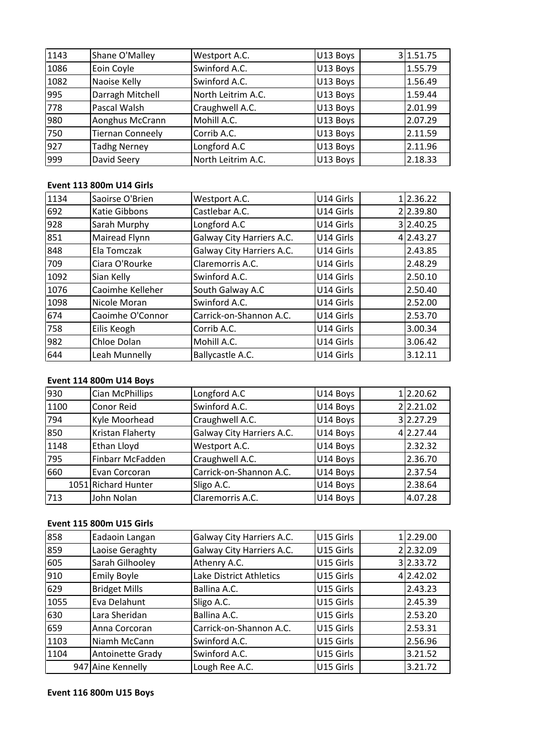| | | | | | |
|---|---|---|---|---|---|
| 1143 | Shane O'Malley | Westport A.C. | U13 Boys | 3 | 1.51.75 |
| 1086 | Eoin Coyle | Swinford A.C. | U13 Boys | | 1.55.79 |
| 1082 | Naoise Kelly | Swinford A.C. | U13 Boys | | 1.56.49 |
| 995 | Darragh Mitchell | North Leitrim A.C. | U13 Boys | | 1.59.44 |
| 778 | Pascal Walsh | Craughwell A.C. | U13 Boys | | 2.01.99 |
| 980 | Aonghus McCrann | Mohill A.C. | U13 Boys | | 2.07.29 |
| 750 | Tiernan Conneely | Corrib A.C. | U13 Boys | | 2.11.59 |
| 927 | Tadhg Nerney | Longford A.C | U13 Boys | | 2.11.96 |
| 999 | David Seery | North Leitrim A.C. | U13 Boys | | 2.18.33 |

**Event 113 800m U14 Girls**

| | | | | | |
|---|---|---|---|---|---|
| 1134 | Saoirse O'Brien | Westport A.C. | U14 Girls | 1 | 2.36.22 |
| 692 | Katie Gibbons | Castlebar A.C. | U14 Girls | 2 | 2.39.80 |
| 928 | Sarah Murphy | Longford A.C | U14 Girls | 3 | 2.40.25 |
| 851 | Mairead Flynn | Galway City Harriers A.C. | U14 Girls | 4 | 2.43.27 |
| 848 | Ela Tomczak | Galway City Harriers A.C. | U14 Girls | | 2.43.85 |
| 709 | Ciara O'Rourke | Claremorris A.C. | U14 Girls | | 2.48.29 |
| 1092 | Sian Kelly | Swinford A.C. | U14 Girls | | 2.50.10 |
| 1076 | Caoimhe Kelleher | South Galway A.C | U14 Girls | | 2.50.40 |
| 1098 | Nicole Moran | Swinford A.C. | U14 Girls | | 2.52.00 |
| 674 | Caoimhe O'Connor | Carrick-on-Shannon A.C. | U14 Girls | | 2.53.70 |
| 758 | Eilis Keogh | Corrib A.C. | U14 Girls | | 3.00.34 |
| 982 | Chloe Dolan | Mohill A.C. | U14 Girls | | 3.06.42 |
| 644 | Leah Munnelly | Ballycastle A.C. | U14 Girls | | 3.12.11 |

**Event 114 800m U14 Boys**

| | | | | | |
|---|---|---|---|---|---|
| 930 | Cian McPhillips | Longford A.C | U14 Boys | 1 | 2.20.62 |
| 1100 | Conor Reid | Swinford A.C. | U14 Boys | 2 | 2.21.02 |
| 794 | Kyle Moorhead | Craughwell A.C. | U14 Boys | 3 | 2.27.29 |
| 850 | Kristan Flaherty | Galway City Harriers A.C. | U14 Boys | 4 | 2.27.44 |
| 1148 | Ethan Lloyd | Westport A.C. | U14 Boys | | 2.32.32 |
| 795 | Finbarr McFadden | Craughwell A.C. | U14 Boys | | 2.36.70 |
| 660 | Evan Corcoran | Carrick-on-Shannon A.C. | U14 Boys | | 2.37.54 |
| 1051 | Richard Hunter | Sligo A.C. | U14 Boys | | 2.38.64 |
| 713 | John Nolan | Claremorris A.C. | U14 Boys | | 4.07.28 |

**Event 115 800m U15 Girls**

| | | | | | |
|---|---|---|---|---|---|
| 858 | Eadaoin Langan | Galway City Harriers A.C. | U15 Girls | 1 | 2.29.00 |
| 859 | Laoise Geraghty | Galway City Harriers A.C. | U15 Girls | 2 | 2.32.09 |
| 605 | Sarah Gilhooley | Athenry A.C. | U15 Girls | 3 | 2.33.72 |
| 910 | Emily Boyle | Lake District Athletics | U15 Girls | 4 | 2.42.02 |
| 629 | Bridget Mills | Ballina A.C. | U15 Girls | | 2.43.23 |
| 1055 | Eva Delahunt | Sligo A.C. | U15 Girls | | 2.45.39 |
| 630 | Lara Sheridan | Ballina A.C. | U15 Girls | | 2.53.20 |
| 659 | Anna Corcoran | Carrick-on-Shannon A.C. | U15 Girls | | 2.53.31 |
| 1103 | Niamh McCann | Swinford A.C. | U15 Girls | | 2.56.96 |
| 1104 | Antoinette Grady | Swinford A.C. | U15 Girls | | 3.21.52 |
| 947 | Aine Kennelly | Lough Ree A.C. | U15 Girls | | 3.21.72 |

**Event 116 800m U15 Boys**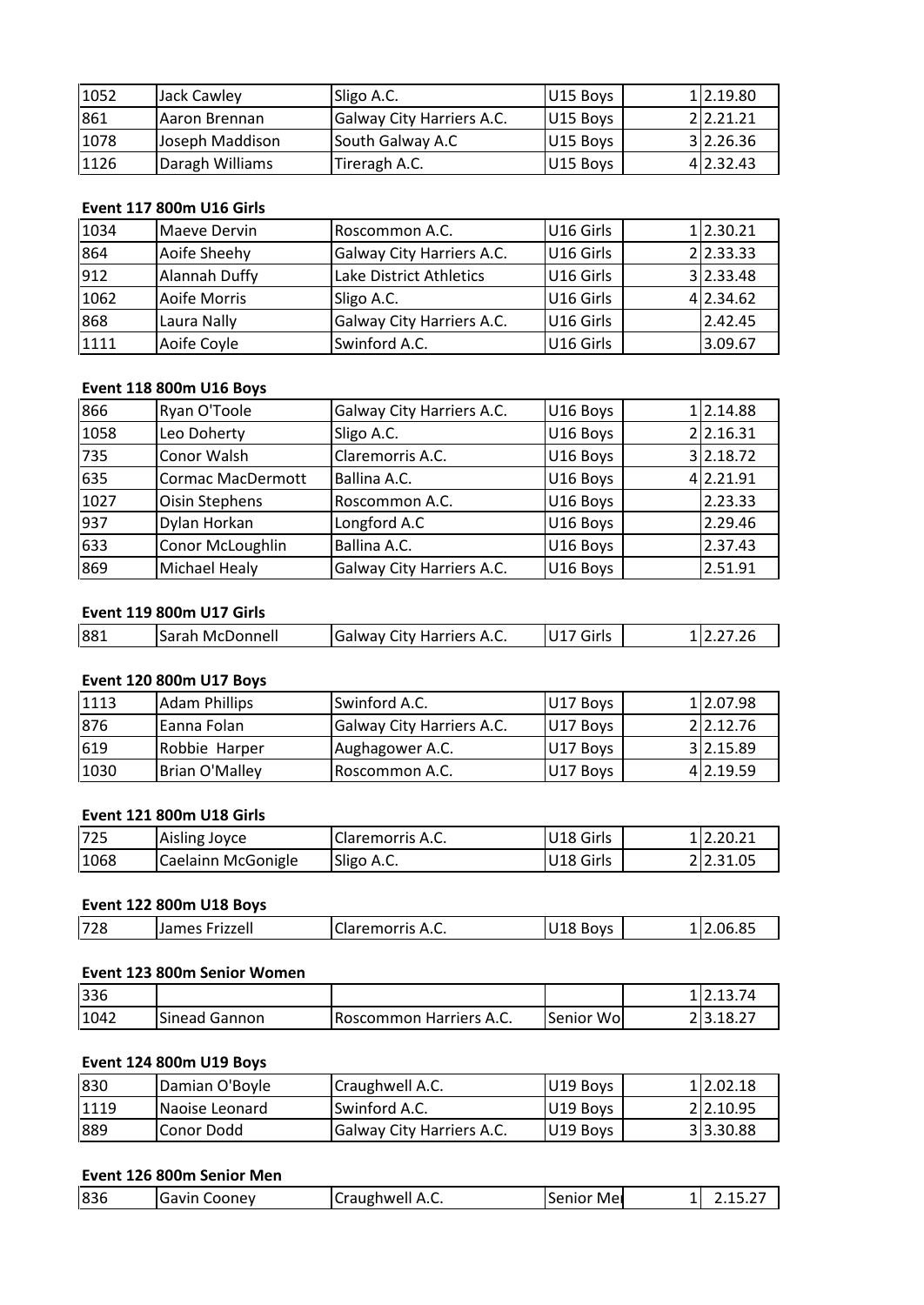| 1052 | Jack Cawley | Sligo A.C. | U15 Boys | 1 | 2.19.80 |
|---|---|---|---|---|---|
| 861 | Aaron Brennan | Galway City Harriers A.C. | U15 Boys | 2 | 2.21.21 |
| 1078 | Joseph Maddison | South Galway A.C | U15 Boys | 3 | 2.26.36 |
| 1126 | Daragh Williams | Tireragh A.C. | U15 Boys | 4 | 2.32.43 |

**Event 117 800m U16 Girls**

| 1034 | Maeve Dervin | Roscommon A.C. | U16 Girls | 1 | 2.30.21 |
|---|---|---|---|---|---|
| 864 | Aoife Sheehy | Galway City Harriers A.C. | U16 Girls | 2 | 2.33.33 |
| 912 | Alannah Duffy | Lake District Athletics | U16 Girls | 3 | 2.33.48 |
| 1062 | Aoife Morris | Sligo A.C. | U16 Girls | 4 | 2.34.62 |
| 868 | Laura Nally | Galway City Harriers A.C. | U16 Girls | | 2.42.45 |
| 1111 | Aoife Coyle | Swinford A.C. | U16 Girls | | 3.09.67 |

**Event 118 800m U16 Boys**

| 866 | Ryan O'Toole | Galway City Harriers A.C. | U16 Boys | 1 | 2.14.88 |
|---|---|---|---|---|---|
| 1058 | Leo Doherty | Sligo A.C. | U16 Boys | 2 | 2.16.31 |
| 735 | Conor Walsh | Claremorris A.C. | U16 Boys | 3 | 2.18.72 |
| 635 | Cormac MacDermott | Ballina A.C. | U16 Boys | 4 | 2.21.91 |
| 1027 | Oisin Stephens | Roscommon A.C. | U16 Boys | | 2.23.33 |
| 937 | Dylan Horkan | Longford A.C | U16 Boys | | 2.29.46 |
| 633 | Conor McLoughlin | Ballina A.C. | U16 Boys | | 2.37.43 |
| 869 | Michael Healy | Galway City Harriers A.C. | U16 Boys | | 2.51.91 |

**Event 119 800m U17 Girls**

| 881 | Sarah McDonnell | Galway City Harriers A.C. | U17 Girls | 1 | 2.27.26 |
|---|---|---|---|---|---|

**Event 120 800m U17 Boys**

| 1113 | Adam Phillips | Swinford A.C. | U17 Boys | 1 | 2.07.98 |
|---|---|---|---|---|---|
| 876 | Eanna Folan | Galway City Harriers A.C. | U17 Boys | 2 | 2.12.76 |
| 619 | Robbie Harper | Aughagower A.C. | U17 Boys | 3 | 2.15.89 |
| 1030 | Brian O'Malley | Roscommon A.C. | U17 Boys | 4 | 2.19.59 |

**Event 121 800m U18 Girls**

| 725 | Aisling Joyce | Claremorris A.C. | U18 Girls | 1 | 2.20.21 |
|---|---|---|---|---|---|
| 1068 | Caelainn McGonigle | Sligo A.C. | U18 Girls | 2 | 2.31.05 |

**Event 122 800m U18 Boys**

| 728 | James Frizzell | Claremorris A.C. | U18 Boys | 1 | 2.06.85 |
|---|---|---|---|---|---|

**Event 123 800m Senior Women**

| 336 | | | | 1 | 2.13.74 |
|---|---|---|---|---|---|
| 1042 | Sinead Gannon | Roscommon Harriers A.C. | Senior Wo | 2 | 3.18.27 |

**Event 124 800m U19 Boys**

| 830 | Damian O'Boyle | Craughwell A.C. | U19 Boys | 1 | 2.02.18 |
|---|---|---|---|---|---|
| 1119 | Naoise Leonard | Swinford A.C. | U19 Boys | 2 | 2.10.95 |
| 889 | Conor Dodd | Galway City Harriers A.C. | U19 Boys | 3 | 3.30.88 |

**Event 126 800m Senior Men**

| 836 | Gavin Cooney | Craughwell A.C. | Senior Me | 1 | 2.15.27 |
|---|---|---|---|---|---|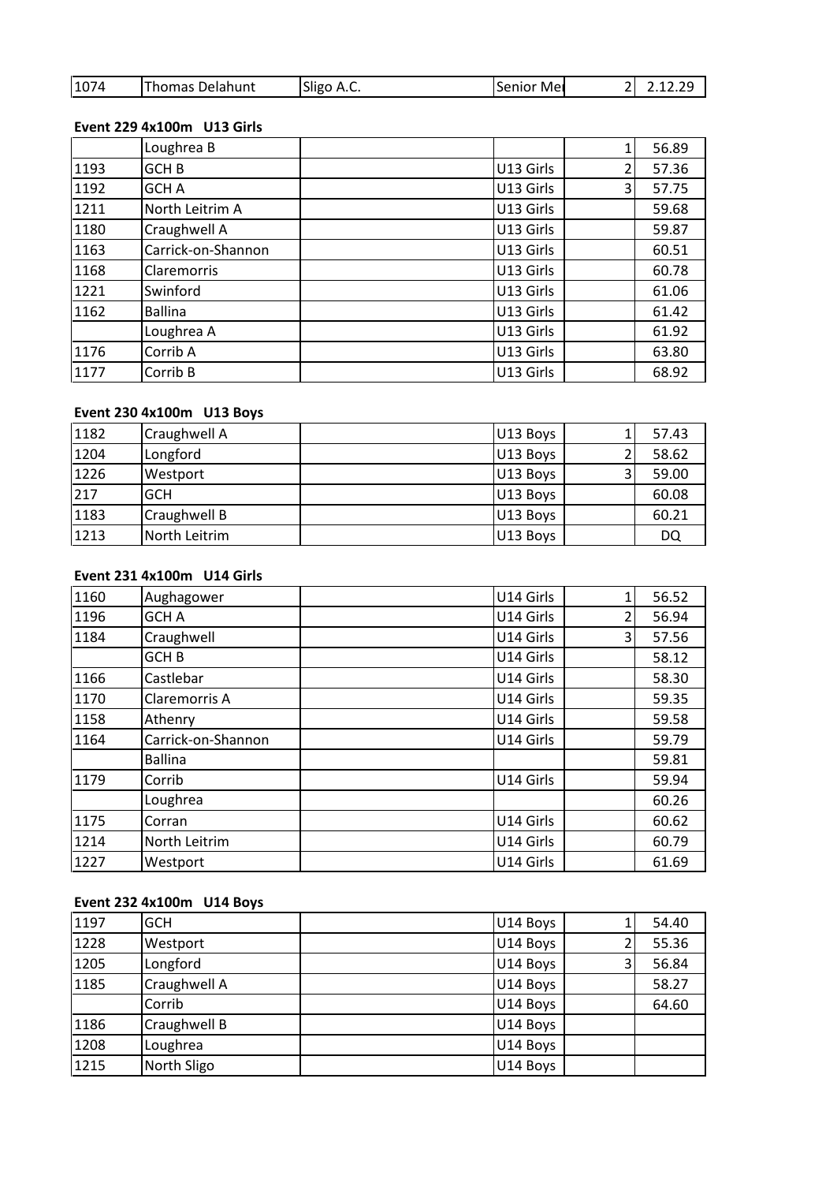| 1074 | Thomas Delahunt | Sligo A.C. | Senior Me | 2 | 2.12.29 |
|---|---|---|---|---|---|

**Event 229 4x100m U13 Girls**

| | | | | | |
|---|---|---|---|---|---|
| | Loughrea B | | | 1 | 56.89 |
| 1193 | GCH B | | U13 Girls | 2 | 57.36 |
| 1192 | GCH A | | U13 Girls | 3 | 57.75 |
| 1211 | North Leitrim A | | U13 Girls | | 59.68 |
| 1180 | Craughwell A | | U13 Girls | | 59.87 |
| 1163 | Carrick-on-Shannon | | U13 Girls | | 60.51 |
| 1168 | Claremorris | | U13 Girls | | 60.78 |
| 1221 | Swinford | | U13 Girls | | 61.06 |
| 1162 | Ballina | | U13 Girls | | 61.42 |
| | Loughrea A | | U13 Girls | | 61.92 |
| 1176 | Corrib A | | U13 Girls | | 63.80 |
| 1177 | Corrib B | | U13 Girls | | 68.92 |

**Event 230 4x100m U13 Boys**

| | | | | | |
|---|---|---|---|---|---|
| 1182 | Craughwell A | | U13 Boys | 1 | 57.43 |
| 1204 | Longford | | U13 Boys | 2 | 58.62 |
| 1226 | Westport | | U13 Boys | 3 | 59.00 |
| 217 | GCH | | U13 Boys | | 60.08 |
| 1183 | Craughwell B | | U13 Boys | | 60.21 |
| 1213 | North Leitrim | | U13 Boys | | DQ |

**Event 231 4x100m U14 Girls**

| | | | | | |
|---|---|---|---|---|---|
| 1160 | Aughagower | | U14 Girls | 1 | 56.52 |
| 1196 | GCH A | | U14 Girls | 2 | 56.94 |
| 1184 | Craughwell | | U14 Girls | 3 | 57.56 |
| | GCH B | | U14 Girls | | 58.12 |
| 1166 | Castlebar | | U14 Girls | | 58.30 |
| 1170 | Claremorris A | | U14 Girls | | 59.35 |
| 1158 | Athenry | | U14 Girls | | 59.58 |
| 1164 | Carrick-on-Shannon | | U14 Girls | | 59.79 |
| | Ballina | | | | 59.81 |
| 1179 | Corrib | | U14 Girls | | 59.94 |
| | Loughrea | | | | 60.26 |
| 1175 | Corran | | U14 Girls | | 60.62 |
| 1214 | North Leitrim | | U14 Girls | | 60.79 |
| 1227 | Westport | | U14 Girls | | 61.69 |

**Event 232 4x100m U14 Boys**

| | | | | | |
|---|---|---|---|---|---|
| 1197 | GCH | | U14 Boys | 1 | 54.40 |
| 1228 | Westport | | U14 Boys | 2 | 55.36 |
| 1205 | Longford | | U14 Boys | 3 | 56.84 |
| 1185 | Craughwell A | | U14 Boys | | 58.27 |
| | Corrib | | U14 Boys | | 64.60 |
| 1186 | Craughwell B | | U14 Boys | | |
| 1208 | Loughrea | | U14 Boys | | |
| 1215 | North Sligo | | U14 Boys | | |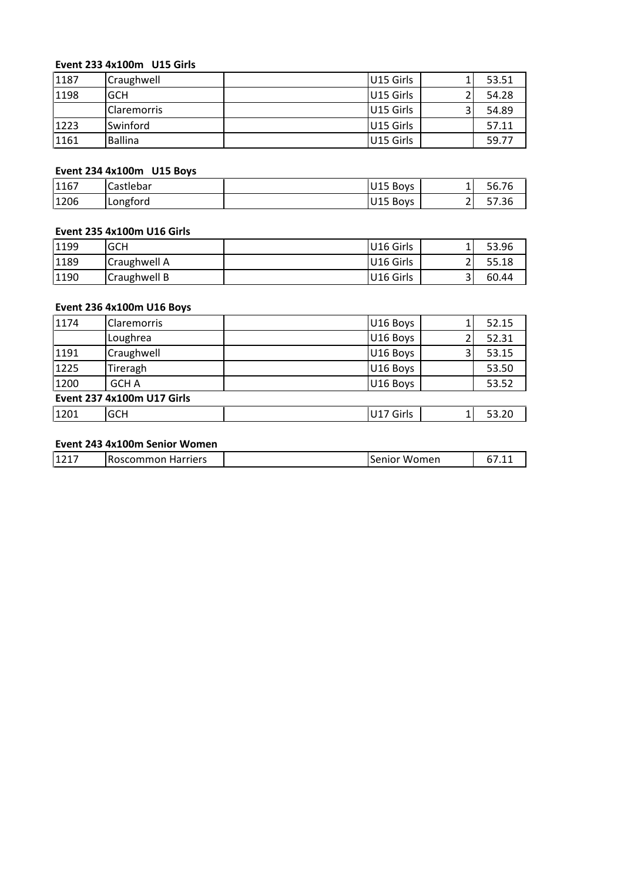**Event 233 4x100m U15 Girls**

| | | | | | |
|---|---|---|---|---|---|
| 1187 | Craughwell | | U15 Girls | 1 | 53.51 |
| 1198 | GCH | | U15 Girls | 2 | 54.28 |
| | Claremorris | | U15 Girls | 3 | 54.89 |
| 1223 | Swinford | | U15 Girls | | 57.11 |
| 1161 | Ballina | | U15 Girls | | 59.77 |

**Event 234 4x100m U15 Boys**

| | | | | | |
|---|---|---|---|---|---|
| 1167 | Castlebar | | U15 Boys | 1 | 56.76 |
| 1206 | Longford | | U15 Boys | 2 | 57.36 |

**Event 235 4x100m U16 Girls**

| | | | | | |
|---|---|---|---|---|---|
| 1199 | GCH | | U16 Girls | 1 | 53.96 |
| 1189 | Craughwell A | | U16 Girls | 2 | 55.18 |
| 1190 | Craughwell B | | U16 Girls | 3 | 60.44 |

**Event 236 4x100m U16 Boys**

| | | | | | |
|---|---|---|---|---|---|
| 1174 | Claremorris | | U16 Boys | 1 | 52.15 |
| | Loughrea | | U16 Boys | 2 | 52.31 |
| 1191 | Craughwell | | U16 Boys | 3 | 53.15 |
| 1225 | Tireragh | | U16 Boys | | 53.50 |
| 1200 | GCH A | | U16 Boys | | 53.52 |

**Event 237 4x100m U17 Girls**

| | | | | | |
|---|---|---|---|---|---|
| 1201 | GCH | | U17 Girls | 1 | 53.20 |

**Event 243 4x100m Senior Women**

| | | | | |
|---|---|---|---|---|
| 1217 | Roscommon Harriers | | Senior Women | 67.11 |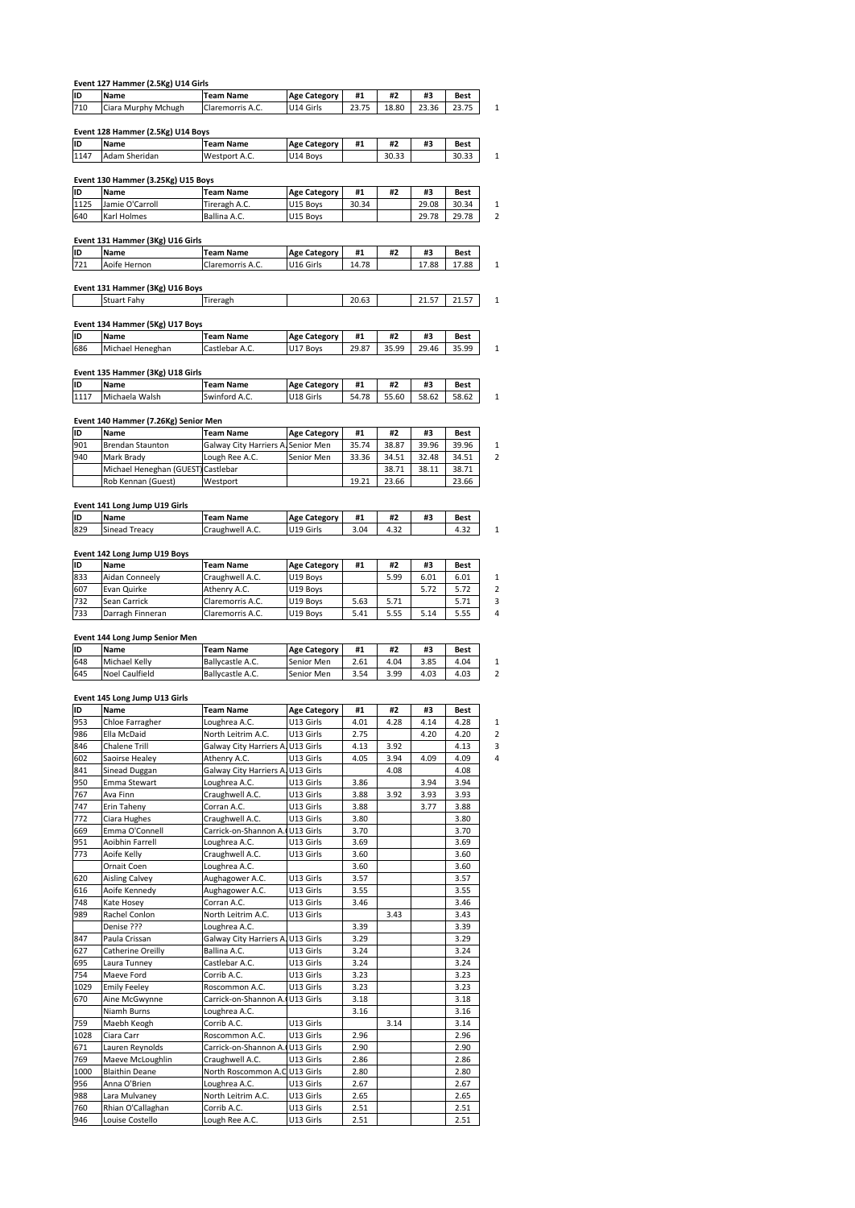**Event 127 Hammer (2.5Kg) U14 Girls**

| ID | Name | Team Name | Age Category | #1 | #2 | #3 | Best | |
|---|---|---|---|---|---|---|---|---|
| 710 | Ciara Murphy Mchugh | Claremorris A.C. | U14 Girls | 23.75 | 18.80 | 23.36 | 23.75 | 1 |

**Event 128 Hammer (2.5Kg) U14 Boys**

| ID | Name | Team Name | Age Category | #1 | #2 | #3 | Best | |
|---|---|---|---|---|---|---|---|---|
| 1147 | Adam Sheridan | Westport A.C. | U14 Boys | | 30.33 | | 30.33 | 1 |

**Event 130 Hammer (3.25Kg) U15 Boys**

| ID | Name | Team Name | Age Category | #1 | #2 | #3 | Best | |
|---|---|---|---|---|---|---|---|---|
| 1125 | Jamie O'Carroll | Tireragh A.C. | U15 Boys | 30.34 | | 29.08 | 30.34 | 1 |
| 640 | Karl Holmes | Ballina A.C. | U15 Boys | | | 29.78 | 29.78 | 2 |

**Event 131 Hammer (3Kg) U16 Girls**

| ID | Name | Team Name | Age Category | #1 | #2 | #3 | Best | |
|---|---|---|---|---|---|---|---|---|
| 721 | Aoife Hernon | Claremorris A.C. | U16 Girls | 14.78 | | 17.88 | 17.88 | 1 |

**Event 131 Hammer (3Kg) U16 Boys**

| ID | Name | Team Name | Age Category | #1 | #2 | #3 | Best | |
|---|---|---|---|---|---|---|---|---|
| | Stuart Fahy | Tireragh | | 20.63 | | 21.57 | 21.57 | 1 |

**Event 134 Hammer (5Kg) U17 Boys**

| ID | Name | Team Name | Age Category | #1 | #2 | #3 | Best | |
|---|---|---|---|---|---|---|---|---|
| 686 | Michael Heneghan | Castlebar A.C. | U17 Boys | 29.87 | 35.99 | 29.46 | 35.99 | 1 |

**Event 135 Hammer (3Kg) U18 Girls**

| ID | Name | Team Name | Age Category | #1 | #2 | #3 | Best | |
|---|---|---|---|---|---|---|---|---|
| 1117 | Michaela Walsh | Swinford A.C. | U18 Girls | 54.78 | 55.60 | 58.62 | 58.62 | 1 |

**Event 140 Hammer (7.26Kg) Senior Men**

| ID | Name | Team Name | Age Category | #1 | #2 | #3 | Best | |
|---|---|---|---|---|---|---|---|---|
| 901 | Brendan Staunton | Galway City Harriers A. | Senior Men | 35.74 | 38.87 | 39.96 | 39.96 | 1 |
| 940 | Mark Brady | Lough Ree A.C. | Senior Men | 33.36 | 34.51 | 32.48 | 34.51 | 2 |
| | Michael Heneghan (GUEST) | Castlebar | | | 38.71 | 38.11 | 38.71 | |
| | Rob Kennan (Guest) | Westport | | 19.21 | 23.66 | | 23.66 | |

**Event 141 Long Jump U19 Girls**

| ID | Name | Team Name | Age Category | #1 | #2 | #3 | Best | |
|---|---|---|---|---|---|---|---|---|
| 829 | Sinead Treacy | Craughwell A.C. | U19 Girls | 3.04 | 4.32 | | 4.32 | 1 |

**Event 142 Long Jump U19 Boys**

| ID | Name | Team Name | Age Category | #1 | #2 | #3 | Best | |
|---|---|---|---|---|---|---|---|---|
| 833 | Aidan Conneely | Craughwell A.C. | U19 Boys | | 5.99 | 6.01 | 6.01 | 1 |
| 607 | Evan Quirke | Athenry A.C. | U19 Boys | | | 5.72 | 5.72 | 2 |
| 732 | Sean Carrick | Claremorris A.C. | U19 Boys | 5.63 | 5.71 | | 5.71 | 3 |
| 733 | Darragh Finneran | Claremorris A.C. | U19 Boys | 5.41 | 5.55 | 5.14 | 5.55 | 4 |

**Event 144 Long Jump Senior Men**

| ID | Name | Team Name | Age Category | #1 | #2 | #3 | Best | |
|---|---|---|---|---|---|---|---|---|
| 648 | Michael Kelly | Ballycastle A.C. | Senior Men | 2.61 | 4.04 | 3.85 | 4.04 | 1 |
| 645 | Noel Caulfield | Ballycastle A.C. | Senior Men | 3.54 | 3.99 | 4.03 | 4.03 | 2 |

**Event 145 Long Jump U13 Girls**

| ID | Name | Team Name | Age Category | #1 | #2 | #3 | Best | |
|---|---|---|---|---|---|---|---|---|
| 953 | Chloe Farragher | Loughrea A.C. | U13 Girls | 4.01 | 4.28 | 4.14 | 4.28 | 1 |
| 986 | Ella McDaid | North Leitrim A.C. | U13 Girls | 2.75 | | 4.20 | 4.20 | 2 |
| 846 | Chalene Trill | Galway City Harriers A. | U13 Girls | 4.13 | 3.92 | | 4.13 | 3 |
| 602 | Saoirse Healey | Athenry A.C. | U13 Girls | 4.05 | 3.94 | 4.09 | 4.09 | 4 |
| 841 | Sinead Duggan | Galway City Harriers A. | U13 Girls | | 4.08 | | 4.08 | |
| 950 | Emma Stewart | Loughrea A.C. | U13 Girls | 3.86 | | 3.94 | 3.94 | |
| 767 | Ava Finn | Craughwell A.C. | U13 Girls | 3.88 | 3.92 | 3.93 | 3.93 | |
| 747 | Erin Taheny | Corran A.C. | U13 Girls | 3.88 | | 3.77 | 3.88 | |
| 772 | Ciara Hughes | Craughwell A.C. | U13 Girls | 3.80 | | | 3.80 | |
| 669 | Emma O'Connell | Carrick-on-Shannon A. | U13 Girls | 3.70 | | | 3.70 | |
| 951 | Aoibhin Farrell | Loughrea A.C. | U13 Girls | 3.69 | | | 3.69 | |
| 773 | Aoife Kelly | Craughwell A.C. | U13 Girls | 3.60 | | | 3.60 | |
| | Ornait Coen | Loughrea A.C. | | 3.60 | | | 3.60 | |
| 620 | Aisling Calvey | Aughagower A.C. | U13 Girls | 3.57 | | | 3.57 | |
| 616 | Aoife Kennedy | Aughagower A.C. | U13 Girls | 3.55 | | | 3.55 | |
| 748 | Kate Hosey | Corran A.C. | U13 Girls | 3.46 | | | 3.46 | |
| 989 | Rachel Conlon | North Leitrim A.C. | U13 Girls | | 3.43 | | 3.43 | |
| | Denise ??? | Loughrea A.C. | | 3.39 | | | 3.39 | |
| 847 | Paula Crissan | Galway City Harriers A. | U13 Girls | 3.29 | | | 3.29 | |
| 627 | Catherine Oreilly | Ballina A.C. | U13 Girls | 3.24 | | | 3.24 | |
| 695 | Laura Tunney | Castlebar A.C. | U13 Girls | 3.24 | | | 3.24 | |
| 754 | Maeve Ford | Corrib A.C. | U13 Girls | 3.23 | | | 3.23 | |
| 1029 | Emily Feeley | Roscommon A.C. | U13 Girls | 3.23 | | | 3.23 | |
| 670 | Aine McGwynne | Carrick-on-Shannon A. | U13 Girls | 3.18 | | | 3.18 | |
| | Niamh Burns | Loughrea A.C. | | 3.16 | | | 3.16 | |
| 759 | Maebh Keogh | Corrib A.C. | U13 Girls | | 3.14 | | 3.14 | |
| 1028 | Ciara Carr | Roscommon A.C. | U13 Girls | 2.96 | | | 2.96 | |
| 671 | Lauren Reynolds | Carrick-on-Shannon A. | U13 Girls | 2.90 | | | 2.90 | |
| 769 | Maeve McLoughlin | Craughwell A.C. | U13 Girls | 2.86 | | | 2.86 | |
| 1000 | Blaithin Deane | North Roscommon A.C | U13 Girls | 2.80 | | | 2.80 | |
| 956 | Anna O'Brien | Loughrea A.C. | U13 Girls | 2.67 | | | 2.67 | |
| 988 | Lara Mulvaney | North Leitrim A.C. | U13 Girls | 2.65 | | | 2.65 | |
| 760 | Rhian O'Callaghan | Corrib A.C. | U13 Girls | 2.51 | | | 2.51 | |
| 946 | Louise Costello | Lough Ree A.C. | U13 Girls | 2.51 | | | 2.51 | |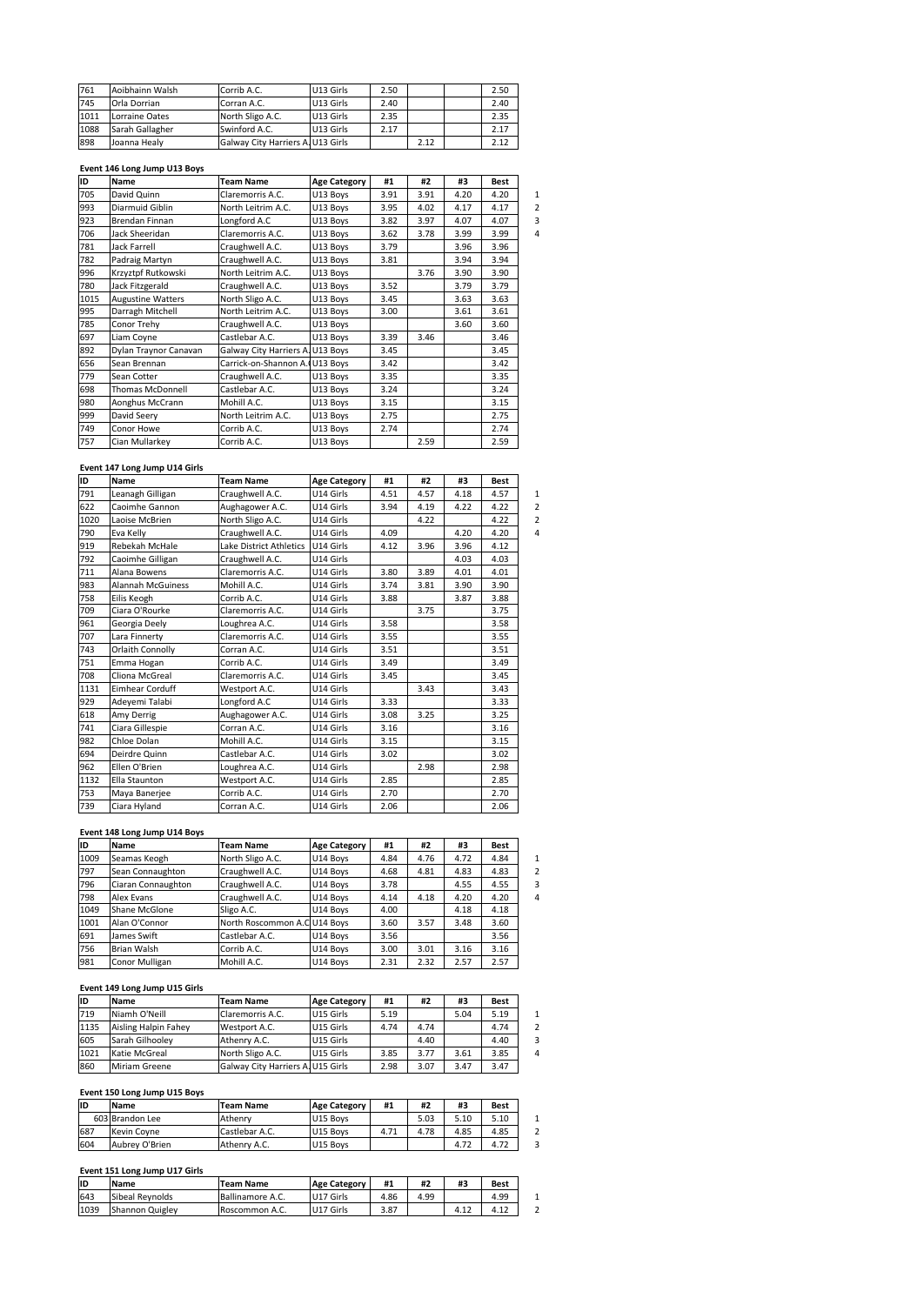| 761 | Aoibhainn Walsh | Corrib A.C. | U13 Girls | 2.50 | | | 2.50 | |
|---|---|---|---|---|---|---|---|---|
| 745 | Orla Dorrian | Corran A.C. | U13 Girls | 2.40 | | | 2.40 | |
| 1011 | Lorraine Oates | North Sligo A.C. | U13 Girls | 2.35 | | | 2.35 | |
| 1088 | Sarah Gallagher | Swinford A.C. | U13 Girls | 2.17 | | | 2.17 | |
| 898 | Joanna Healy | Galway City Harriers A. | U13 Girls | | 2.12 | | 2.12 | |

### Event 146 Long Jump U13 Boys

| ID | Name | Team Name | Age Category | #1 | #2 | #3 | Best | |
|---|---|---|---|---|---|---|---|---|
| 705 | David Quinn | Claremorris A.C. | U13 Boys | 3.91 | 3.91 | 4.20 | 4.20 | 1 |
| 993 | Diarmuid Giblin | North Leitrim A.C. | U13 Boys | 3.95 | 4.02 | 4.17 | 4.17 | 2 |
| 923 | Brendan Finnan | Longford A.C | U13 Boys | 3.82 | 3.97 | 4.07 | 4.07 | 3 |
| 706 | Jack Sheeridan | Claremorris A.C. | U13 Boys | 3.62 | 3.78 | 3.99 | 3.99 | 4 |
| 781 | Jack Farrell | Craughwell A.C. | U13 Boys | 3.79 | | 3.96 | 3.96 | |
| 782 | Padraig Martyn | Craughwell A.C. | U13 Boys | 3.81 | | 3.94 | 3.94 | |
| 996 | Krzyztpf Rutkowski | North Leitrim A.C. | U13 Boys | | 3.76 | 3.90 | 3.90 | |
| 780 | Jack Fitzgerald | Craughwell A.C. | U13 Boys | 3.52 | | 3.79 | 3.79 | |
| 1015 | Augustine Watters | North Sligo A.C. | U13 Boys | 3.45 | | 3.63 | 3.63 | |
| 995 | Darragh Mitchell | North Leitrim A.C. | U13 Boys | 3.00 | | 3.61 | 3.61 | |
| 785 | Conor Trehy | Craughwell A.C. | U13 Boys | | | 3.60 | 3.60 | |
| 697 | Liam Coyne | Castlebar A.C. | U13 Boys | 3.39 | 3.46 | | 3.46 | |
| 892 | Dylan Traynor Canavan | Galway City Harriers A. | U13 Boys | 3.45 | | | 3.45 | |
| 656 | Sean Brennan | Carrick-on-Shannon A. | U13 Boys | 3.42 | | | 3.42 | |
| 779 | Sean Cotter | Craughwell A.C. | U13 Boys | 3.35 | | | 3.35 | |
| 698 | Thomas McDonnell | Castlebar A.C. | U13 Boys | 3.24 | | | 3.24 | |
| 980 | Aonghus McCrann | Mohill A.C. | U13 Boys | 3.15 | | | 3.15 | |
| 999 | David Seery | North Leitrim A.C. | U13 Boys | 2.75 | | | 2.75 | |
| 749 | Conor Howe | Corrib A.C. | U13 Boys | 2.74 | | | 2.74 | |
| 757 | Cian Mullarkey | Corrib A.C. | U13 Boys | | 2.59 | | 2.59 | |

### Event 147 Long Jump U14 Girls

| ID | Name | Team Name | Age Category | #1 | #2 | #3 | Best | |
|---|---|---|---|---|---|---|---|---|
| 791 | Leanagh Gilligan | Craughwell A.C. | U14 Girls | 4.51 | 4.57 | 4.18 | 4.57 | 1 |
| 622 | Caoimhe Gannon | Aughagower A.C. | U14 Girls | 3.94 | 4.19 | 4.22 | 4.22 | 2 |
| 1020 | Laoise McBrien | North Sligo A.C. | U14 Girls | | 4.22 | | 4.22 | 2 |
| 790 | Eva Kelly | Craughwell A.C. | U14 Girls | 4.09 | | 4.20 | 4.20 | 4 |
| 919 | Rebekah McHale | Lake District Athletics | U14 Girls | 4.12 | 3.96 | 3.96 | 4.12 | |
| 792 | Caoimhe Gilligan | Craughwell A.C. | U14 Girls | | | 4.03 | 4.03 | |
| 711 | Alana Bowens | Claremorris A.C. | U14 Girls | 3.80 | 3.89 | 4.01 | 4.01 | |
| 983 | Alannah McGuiness | Mohill A.C. | U14 Girls | 3.74 | 3.81 | 3.90 | 3.90 | |
| 758 | Eilis Keogh | Corrib A.C. | U14 Girls | 3.88 | | 3.87 | 3.88 | |
| 709 | Ciara O'Rourke | Claremorris A.C. | U14 Girls | | 3.75 | | 3.75 | |
| 961 | Georgia Deely | Loughrea A.C. | U14 Girls | 3.58 | | | 3.58 | |
| 707 | Lara Finnerty | Claremorris A.C. | U14 Girls | 3.55 | | | 3.55 | |
| 743 | Orlaith Connolly | Corran A.C. | U14 Girls | 3.51 | | | 3.51 | |
| 751 | Emma Hogan | Corrib A.C. | U14 Girls | 3.49 | | | 3.49 | |
| 708 | Cliona McGreal | Claremorris A.C. | U14 Girls | 3.45 | | | 3.45 | |
| 1131 | Eimhear Corduff | Westport A.C. | U14 Girls | | 3.43 | | 3.43 | |
| 929 | Adeyemi Talabi | Longford A.C | U14 Girls | 3.33 | | | 3.33 | |
| 618 | Amy Derrig | Aughagower A.C. | U14 Girls | 3.08 | 3.25 | | 3.25 | |
| 741 | Ciara Gillespie | Corran A.C. | U14 Girls | 3.16 | | | 3.16 | |
| 982 | Chloe Dolan | Mohill A.C. | U14 Girls | 3.15 | | | 3.15 | |
| 694 | Deirdre Quinn | Castlebar A.C. | U14 Girls | 3.02 | | | 3.02 | |
| 962 | Ellen O'Brien | Loughrea A.C. | U14 Girls | | 2.98 | | 2.98 | |
| 1132 | Ella Staunton | Westport A.C. | U14 Girls | 2.85 | | | 2.85 | |
| 753 | Maya Banerjee | Corrib A.C. | U14 Girls | 2.70 | | | 2.70 | |
| 739 | Ciara Hyland | Corran A.C. | U14 Girls | 2.06 | | | 2.06 | |

### Event 148 Long Jump U14 Boys

| ID | Name | Team Name | Age Category | #1 | #2 | #3 | Best | |
|---|---|---|---|---|---|---|---|---|
| 1009 | Seamas Keogh | North Sligo A.C. | U14 Boys | 4.84 | 4.76 | 4.72 | 4.84 | 1 |
| 797 | Sean Connaughton | Craughwell A.C. | U14 Boys | 4.68 | 4.81 | 4.83 | 4.83 | 2 |
| 796 | Ciaran Connaughton | Craughwell A.C. | U14 Boys | 3.78 | | 4.55 | 4.55 | 3 |
| 798 | Alex Evans | Craughwell A.C. | U14 Boys | 4.14 | 4.18 | 4.20 | 4.20 | 4 |
| 1049 | Shane McGlone | Sligo A.C. | U14 Boys | 4.00 | | 4.18 | 4.18 | |
| 1001 | Alan O'Connor | North Roscommon A.C | U14 Boys | 3.60 | 3.57 | 3.48 | 3.60 | |
| 691 | James Swift | Castlebar A.C. | U14 Boys | 3.56 | | | 3.56 | |
| 756 | Brian Walsh | Corrib A.C. | U14 Boys | 3.00 | 3.01 | 3.16 | 3.16 | |
| 981 | Conor Mulligan | Mohill A.C. | U14 Boys | 2.31 | 2.32 | 2.57 | 2.57 | |

### Event 149 Long Jump U15 Girls

| ID | Name | Team Name | Age Category | #1 | #2 | #3 | Best | |
|---|---|---|---|---|---|---|---|---|
| 719 | Niamh O'Neill | Claremorris A.C. | U15 Girls | 5.19 | | 5.04 | 5.19 | 1 |
| 1135 | Aisling Halpin Fahey | Westport A.C. | U15 Girls | 4.74 | 4.74 | | 4.74 | 2 |
| 605 | Sarah Gilhooley | Athenry A.C. | U15 Girls | | 4.40 | | 4.40 | 3 |
| 1021 | Katie McGreal | North Sligo A.C. | U15 Girls | 3.85 | 3.77 | 3.61 | 3.85 | 4 |
| 860 | Miriam Greene | Galway City Harriers A. | U15 Girls | 2.98 | 3.07 | 3.47 | 3.47 | |

### Event 150 Long Jump U15 Boys

| ID | Name | Team Name | Age Category | #1 | #2 | #3 | Best | |
|---|---|---|---|---|---|---|---|---|
| 603 | Brandon Lee | Athenry | U15 Boys | | 5.03 | 5.10 | 5.10 | 1 |
| 687 | Kevin Coyne | Castlebar A.C. | U15 Boys | 4.71 | 4.78 | 4.85 | 4.85 | 2 |
| 604 | Aubrey O'Brien | Athenry A.C. | U15 Boys | | | 4.72 | 4.72 | 3 |

### Event 151 Long Jump U17 Girls

| ID | Name | Team Name | Age Category | #1 | #2 | #3 | Best | |
|---|---|---|---|---|---|---|---|---|
| 643 | Sibeal Reynolds | Ballinamore A.C. | U17 Girls | 4.86 | 4.99 | | 4.99 | 1 |
| 1039 | Shannon Quigley | Roscommon A.C. | U17 Girls | 3.87 | | 4.12 | 4.12 | 2 |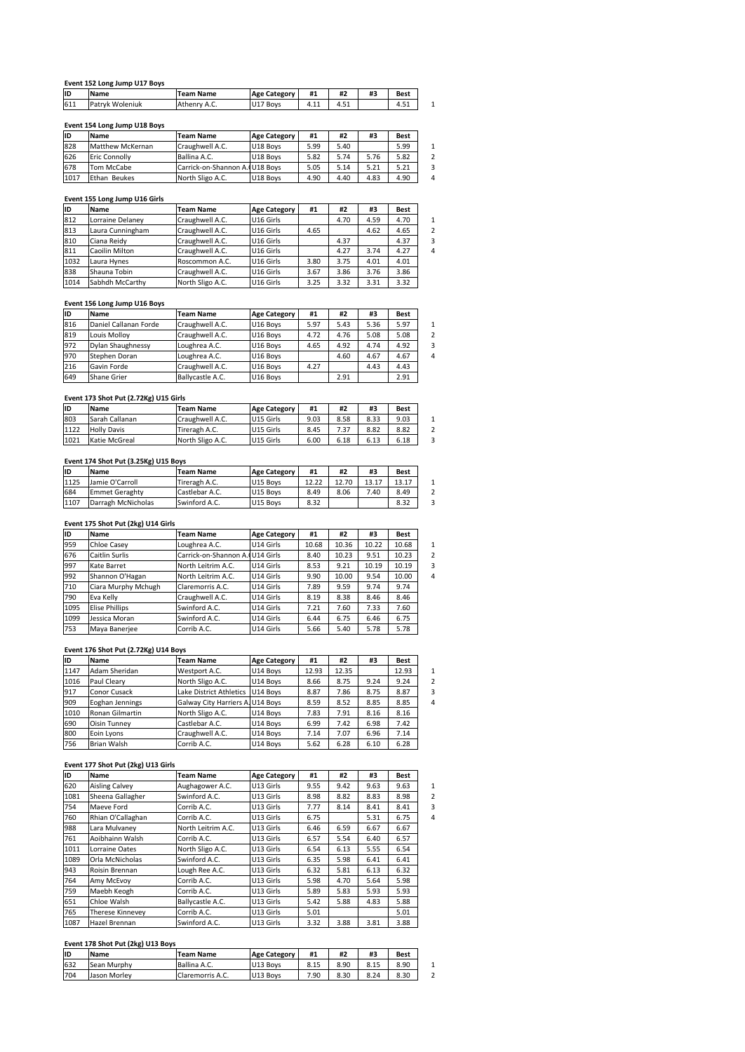**Event 152 Long Jump U17 Boys**

| ID | Name | Team Name | Age Category | #1 | #2 | #3 | Best | |
|---|---|---|---|---|---|---|---|---|
| 611 | Patryk Woleniuk | Athenry A.C. | U17 Boys | 4.11 | 4.51 | | 4.51 | 1 |

**Event 154 Long Jump U18 Boys**

| ID | Name | Team Name | Age Category | #1 | #2 | #3 | Best | |
|---|---|---|---|---|---|---|---|---|
| 828 | Matthew McKernan | Craughwell A.C. | U18 Boys | 5.99 | 5.40 | | 5.99 | 1 |
| 626 | Eric Connolly | Ballina A.C. | U18 Boys | 5.82 | 5.74 | 5.76 | 5.82 | 2 |
| 678 | Tom McCabe | Carrick-on-Shannon A.C. | U18 Boys | 5.05 | 5.14 | 5.21 | 5.21 | 3 |
| 1017 | Ethan Beukes | North Sligo A.C. | U18 Boys | 4.90 | 4.40 | 4.83 | 4.90 | 4 |

**Event 155 Long Jump U16 Girls**

| ID | Name | Team Name | Age Category | #1 | #2 | #3 | Best | |
|---|---|---|---|---|---|---|---|---|
| 812 | Lorraine Delaney | Craughwell A.C. | U16 Girls | | 4.70 | 4.59 | 4.70 | 1 |
| 813 | Laura Cunningham | Craughwell A.C. | U16 Girls | 4.65 | | 4.62 | 4.65 | 2 |
| 810 | Ciana Reidy | Craughwell A.C. | U16 Girls | | 4.37 | | 4.37 | 3 |
| 811 | Caoilin Milton | Craughwell A.C. | U16 Girls | | 4.27 | 3.74 | 4.27 | 4 |
| 1032 | Laura Hynes | Roscommon A.C. | U16 Girls | 3.80 | 3.75 | 4.01 | 4.01 | |
| 838 | Shauna Tobin | Craughwell A.C. | U16 Girls | 3.67 | 3.86 | 3.76 | 3.86 | |
| 1014 | Sabhdh McCarthy | North Sligo A.C. | U16 Girls | 3.25 | 3.32 | 3.31 | 3.32 | |

**Event 156 Long Jump U16 Boys**

| ID | Name | Team Name | Age Category | #1 | #2 | #3 | Best | |
|---|---|---|---|---|---|---|---|---|
| 816 | Daniel Callanan Forde | Craughwell A.C. | U16 Boys | 5.97 | 5.43 | 5.36 | 5.97 | 1 |
| 819 | Louis Molloy | Craughwell A.C. | U16 Boys | 4.72 | 4.76 | 5.08 | 5.08 | 2 |
| 972 | Dylan Shaughnessy | Loughrea A.C. | U16 Boys | 4.65 | 4.92 | 4.74 | 4.92 | 3 |
| 970 | Stephen Doran | Loughrea A.C. | U16 Boys | | 4.60 | 4.67 | 4.67 | 4 |
| 216 | Gavin Forde | Craughwell A.C. | U16 Boys | 4.27 | | 4.43 | 4.43 | |
| 649 | Shane Grier | Ballycastle A.C. | U16 Boys | | 2.91 | | 2.91 | |

**Event 173 Shot Put (2.72Kg) U15 Girls**

| ID | Name | Team Name | Age Category | #1 | #2 | #3 | Best | |
|---|---|---|---|---|---|---|---|---|
| 803 | Sarah Callanan | Craughwell A.C. | U15 Girls | 9.03 | 8.58 | 8.33 | 9.03 | 1 |
| 1122 | Holly Davis | Tireragh A.C. | U15 Girls | 8.45 | 7.37 | 8.82 | 8.82 | 2 |
| 1021 | Katie McGreal | North Sligo A.C. | U15 Girls | 6.00 | 6.18 | 6.13 | 6.18 | 3 |

**Event 174 Shot Put (3.25Kg) U15 Boys**

| ID | Name | Team Name | Age Category | #1 | #2 | #3 | Best | |
|---|---|---|---|---|---|---|---|---|
| 1125 | Jamie O'Carroll | Tireragh A.C. | U15 Boys | 12.22 | 12.70 | 13.17 | 13.17 | 1 |
| 684 | Emmet Geraghty | Castlebar A.C. | U15 Boys | 8.49 | 8.06 | 7.40 | 8.49 | 2 |
| 1107 | Darragh McNicholas | Swinford A.C. | U15 Boys | 8.32 | | | 8.32 | 3 |

**Event 175 Shot Put (2kg) U14 Girls**

| ID | Name | Team Name | Age Category | #1 | #2 | #3 | Best | |
|---|---|---|---|---|---|---|---|---|
| 959 | Chloe Casey | Loughrea A.C. | U14 Girls | 10.68 | 10.36 | 10.22 | 10.68 | 1 |
| 676 | Caitlin Surlis | Carrick-on-Shannon A.C. | U14 Girls | 8.40 | 10.23 | 9.51 | 10.23 | 2 |
| 997 | Kate Barret | North Leitrim A.C. | U14 Girls | 8.53 | 9.21 | 10.19 | 10.19 | 3 |
| 992 | Shannon O'Hagan | North Leitrim A.C. | U14 Girls | 9.90 | 10.00 | 9.54 | 10.00 | 4 |
| 710 | Ciara Murphy Mchugh | Claremorris A.C. | U14 Girls | 7.89 | 9.59 | 9.74 | 9.74 | |
| 790 | Eva Kelly | Craughwell A.C. | U14 Girls | 8.19 | 8.38 | 8.46 | 8.46 | |
| 1095 | Elise Phillips | Swinford A.C. | U14 Girls | 7.21 | 7.60 | 7.33 | 7.60 | |
| 1099 | Jessica Moran | Swinford A.C. | U14 Girls | 6.44 | 6.75 | 6.46 | 6.75 | |
| 753 | Maya Banerjee | Corrib A.C. | U14 Girls | 5.66 | 5.40 | 5.78 | 5.78 | |

**Event 176 Shot Put (2.72Kg) U14 Boys**

| ID | Name | Team Name | Age Category | #1 | #2 | #3 | Best | |
|---|---|---|---|---|---|---|---|---|
| 1147 | Adam Sheridan | Westport A.C. | U14 Boys | 12.93 | 12.35 | | 12.93 | 1 |
| 1016 | Paul Cleary | North Sligo A.C. | U14 Boys | 8.66 | 8.75 | 9.24 | 9.24 | 2 |
| 917 | Conor Cusack | Lake District Athletics | U14 Boys | 8.87 | 7.86 | 8.75 | 8.87 | 3 |
| 909 | Eoghan Jennings | Galway City Harriers A.C. | U14 Boys | 8.59 | 8.52 | 8.85 | 8.85 | 4 |
| 1010 | Ronan Gilmartin | North Sligo A.C. | U14 Boys | 7.83 | 7.91 | 8.16 | 8.16 | |
| 690 | Oisin Tunney | Castlebar A.C. | U14 Boys | 6.99 | 7.42 | 6.98 | 7.42 | |
| 800 | Eoin Lyons | Craughwell A.C. | U14 Boys | 7.14 | 7.07 | 6.96 | 7.14 | |
| 756 | Brian Walsh | Corrib A.C. | U14 Boys | 5.62 | 6.28 | 6.10 | 6.28 | |

**Event 177 Shot Put (2kg) U13 Girls**

| ID | Name | Team Name | Age Category | #1 | #2 | #3 | Best | |
|---|---|---|---|---|---|---|---|---|
| 620 | Aisling Calvey | Aughagower A.C. | U13 Girls | 9.55 | 9.42 | 9.63 | 9.63 | 1 |
| 1081 | Sheena Gallagher | Swinford A.C. | U13 Girls | 8.98 | 8.82 | 8.83 | 8.98 | 2 |
| 754 | Maeve Ford | Corrib A.C. | U13 Girls | 7.77 | 8.14 | 8.41 | 8.41 | 3 |
| 760 | Rhian O'Callaghan | Corrib A.C. | U13 Girls | 6.75 | | 5.31 | 6.75 | 4 |
| 988 | Lara Mulvaney | North Leitrim A.C. | U13 Girls | 6.46 | 6.59 | 6.67 | 6.67 | |
| 761 | Aoibhainn Walsh | Corrib A.C. | U13 Girls | 6.57 | 5.54 | 6.40 | 6.57 | |
| 1011 | Lorraine Oates | North Sligo A.C. | U13 Girls | 6.54 | 6.13 | 5.55 | 6.54 | |
| 1089 | Orla McNicholas | Swinford A.C. | U13 Girls | 6.35 | 5.98 | 6.41 | 6.41 | |
| 943 | Roisin Brennan | Lough Ree A.C. | U13 Girls | 6.32 | 5.81 | 6.13 | 6.32 | |
| 764 | Amy McEvoy | Corrib A.C. | U13 Girls | 5.98 | 4.70 | 5.64 | 5.98 | |
| 759 | Maebh Keogh | Corrib A.C. | U13 Girls | 5.89 | 5.83 | 5.93 | 5.93 | |
| 651 | Chloe Walsh | Ballycastle A.C. | U13 Girls | 5.42 | 5.88 | 4.83 | 5.88 | |
| 765 | Therese Kinnevey | Corrib A.C. | U13 Girls | 5.01 | | | 5.01 | |
| 1087 | Hazel Brennan | Swinford A.C. | U13 Girls | 3.32 | 3.88 | 3.81 | 3.88 | |

**Event 178 Shot Put (2kg) U13 Boys**

| ID | Name | Team Name | Age Category | #1 | #2 | #3 | Best | |
|---|---|---|---|---|---|---|---|---|
| 632 | Sean Murphy | Ballina A.C. | U13 Boys | 8.15 | 8.90 | 8.15 | 8.90 | 1 |
| 704 | Jason Morley | Claremorris A.C. | U13 Boys | 7.90 | 8.30 | 8.24 | 8.30 | 2 |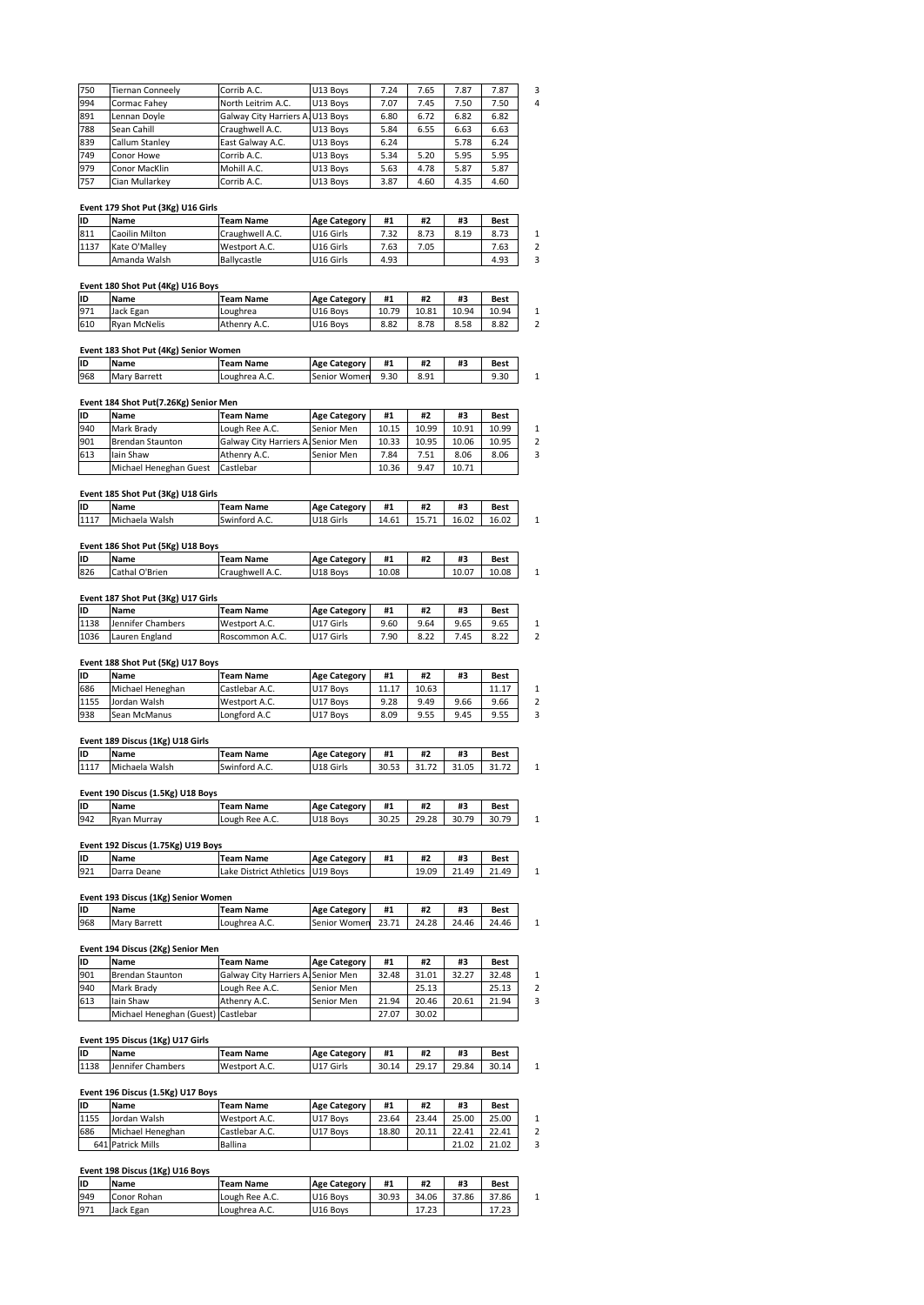| | | | | | | | | |
|---|---|---|---|---|---|---|---|---|
| 750 | Tiernan Conneely | Corrib A.C. | U13 Boys | 7.24 | 7.65 | 7.87 | 7.87 | 3 |
| 994 | Cormac Fahey | North Leitrim A.C. | U13 Boys | 7.07 | 7.45 | 7.50 | 7.50 | 4 |
| 891 | Lennan Doyle | Galway City Harriers A. | U13 Boys | 6.80 | 6.72 | 6.82 | 6.82 | |
| 788 | Sean Cahill | Craughwell A.C. | U13 Boys | 5.84 | 6.55 | 6.63 | 6.63 | |
| 839 | Callum Stanley | East Galway A.C. | U13 Boys | 6.24 | | 5.78 | 6.24 | |
| 749 | Conor Howe | Corrib A.C. | U13 Boys | 5.34 | 5.20 | 5.95 | 5.95 | |
| 979 | Conor MacKlin | Mohill A.C. | U13 Boys | 5.63 | 4.78 | 5.87 | 5.87 | |
| 757 | Cian Mullarkey | Corrib A.C. | U13 Boys | 3.87 | 4.60 | 4.35 | 4.60 | |

**Event 179 Shot Put (3Kg) U16 Girls**

| ID | Name | Team Name | Age Category | #1 | #2 | #3 | Best | |
|---|---|---|---|---|---|---|---|---|
| 811 | Caoilin Milton | Craughwell A.C. | U16 Girls | 7.32 | 8.73 | 8.19 | 8.73 | 1 |
| 1137 | Kate O'Malley | Westport A.C. | U16 Girls | 7.63 | 7.05 | | 7.63 | 2 |
| | Amanda Walsh | Ballycastle | U16 Girls | 4.93 | | | 4.93 | 3 |

**Event 180 Shot Put (4Kg) U16 Boys**

| ID | Name | Team Name | Age Category | #1 | #2 | #3 | Best | |
|---|---|---|---|---|---|---|---|---|
| 971 | Jack Egan | Loughrea | U16 Boys | 10.79 | 10.81 | 10.94 | 10.94 | 1 |
| 610 | Ryan McNelis | Athenry A.C. | U16 Boys | 8.82 | 8.78 | 8.58 | 8.82 | 2 |

**Event 183 Shot Put (4Kg) Senior Women**

| ID | Name | Team Name | Age Category | #1 | #2 | #3 | Best | |
|---|---|---|---|---|---|---|---|---|
| 968 | Mary Barrett | Loughrea A.C. | Senior Women | 9.30 | 8.91 | | 9.30 | 1 |

**Event 184 Shot Put(7.26Kg) Senior Men**

| ID | Name | Team Name | Age Category | #1 | #2 | #3 | Best | |
|---|---|---|---|---|---|---|---|---|
| 940 | Mark Brady | Lough Ree A.C. | Senior Men | 10.15 | 10.99 | 10.91 | 10.99 | 1 |
| 901 | Brendan Staunton | Galway City Harriers A. | Senior Men | 10.33 | 10.95 | 10.06 | 10.95 | 2 |
| 613 | Iain Shaw | Athenry A.C. | Senior Men | 7.84 | 7.51 | 8.06 | 8.06 | 3 |
| | Michael Heneghan Guest | Castlebar | | 10.36 | 9.47 | 10.71 | | |

**Event 185 Shot Put (3Kg) U18 Girls**

| ID | Name | Team Name | Age Category | #1 | #2 | #3 | Best | |
|---|---|---|---|---|---|---|---|---|
| 1117 | Michaela Walsh | Swinford A.C. | U18 Girls | 14.61 | 15.71 | 16.02 | 16.02 | 1 |

**Event 186 Shot Put (5Kg) U18 Boys**

| ID | Name | Team Name | Age Category | #1 | #2 | #3 | Best | |
|---|---|---|---|---|---|---|---|---|
| 826 | Cathal O'Brien | Craughwell A.C. | U18 Boys | 10.08 | | 10.07 | 10.08 | 1 |

**Event 187 Shot Put (3Kg) U17 Girls**

| ID | Name | Team Name | Age Category | #1 | #2 | #3 | Best | |
|---|---|---|---|---|---|---|---|---|
| 1138 | Jennifer Chambers | Westport A.C. | U17 Girls | 9.60 | 9.64 | 9.65 | 9.65 | 1 |
| 1036 | Lauren England | Roscommon A.C. | U17 Girls | 7.90 | 8.22 | 7.45 | 8.22 | 2 |

**Event 188 Shot Put (5Kg) U17 Boys**

| ID | Name | Team Name | Age Category | #1 | #2 | #3 | Best | |
|---|---|---|---|---|---|---|---|---|
| 686 | Michael Heneghan | Castlebar A.C. | U17 Boys | 11.17 | 10.63 | | 11.17 | 1 |
| 1155 | Jordan Walsh | Westport A.C. | U17 Boys | 9.28 | 9.49 | 9.66 | 9.66 | 2 |
| 938 | Sean McManus | Longford A.C | U17 Boys | 8.09 | 9.55 | 9.45 | 9.55 | 3 |

**Event 189 Discus (1Kg) U18 Girls**

| ID | Name | Team Name | Age Category | #1 | #2 | #3 | Best | |
|---|---|---|---|---|---|---|---|---|
| 1117 | Michaela Walsh | Swinford A.C. | U18 Girls | 30.53 | 31.72 | 31.05 | 31.72 | 1 |

**Event 190 Discus (1.5Kg) U18 Boys**

| ID | Name | Team Name | Age Category | #1 | #2 | #3 | Best | |
|---|---|---|---|---|---|---|---|---|
| 942 | Ryan Murray | Lough Ree A.C. | U18 Boys | 30.25 | 29.28 | 30.79 | 30.79 | 1 |

**Event 192 Discus (1.75Kg) U19 Boys**

| ID | Name | Team Name | Age Category | #1 | #2 | #3 | Best | |
|---|---|---|---|---|---|---|---|---|
| 921 | Darra Deane | Lake District Athletics | U19 Boys | | 19.09 | 21.49 | 21.49 | 1 |

**Event 193 Discus (1Kg) Senior Women**

| ID | Name | Team Name | Age Category | #1 | #2 | #3 | Best | |
|---|---|---|---|---|---|---|---|---|
| 968 | Mary Barrett | Loughrea A.C. | Senior Women | 23.71 | 24.28 | 24.46 | 24.46 | 1 |

**Event 194 Discus (2Kg) Senior Men**

| ID | Name | Team Name | Age Category | #1 | #2 | #3 | Best | |
|---|---|---|---|---|---|---|---|---|
| 901 | Brendan Staunton | Galway City Harriers A. | Senior Men | 32.48 | 31.01 | 32.27 | 32.48 | 1 |
| 940 | Mark Brady | Lough Ree A.C. | Senior Men | | 25.13 | | 25.13 | 2 |
| 613 | Iain Shaw | Athenry A.C. | Senior Men | 21.94 | 20.46 | 20.61 | 21.94 | 3 |
| | Michael Heneghan (Guest) | Castlebar | | 27.07 | 30.02 | | | |

**Event 195 Discus (1Kg) U17 Girls**

| ID | Name | Team Name | Age Category | #1 | #2 | #3 | Best | |
|---|---|---|---|---|---|---|---|---|
| 1138 | Jennifer Chambers | Westport A.C. | U17 Girls | 30.14 | 29.17 | 29.84 | 30.14 | 1 |

**Event 196 Discus (1.5Kg) U17 Boys**

| ID | Name | Team Name | Age Category | #1 | #2 | #3 | Best | |
|---|---|---|---|---|---|---|---|---|
| 1155 | Jordan Walsh | Westport A.C. | U17 Boys | 23.64 | 23.44 | 25.00 | 25.00 | 1 |
| 686 | Michael Heneghan | Castlebar A.C. | U17 Boys | 18.80 | 20.11 | 22.41 | 22.41 | 2 |
| 641 | Patrick Mills | Ballina | | | | 21.02 | 21.02 | 3 |

**Event 198 Discus (1Kg) U16 Boys**

| ID | Name | Team Name | Age Category | #1 | #2 | #3 | Best | |
|---|---|---|---|---|---|---|---|---|
| 949 | Conor Rohan | Lough Ree A.C. | U16 Boys | 30.93 | 34.06 | 37.86 | 37.86 | 1 |
| 971 | Jack Egan | Loughrea A.C. | U16 Boys | | 17.23 | | 17.23 | |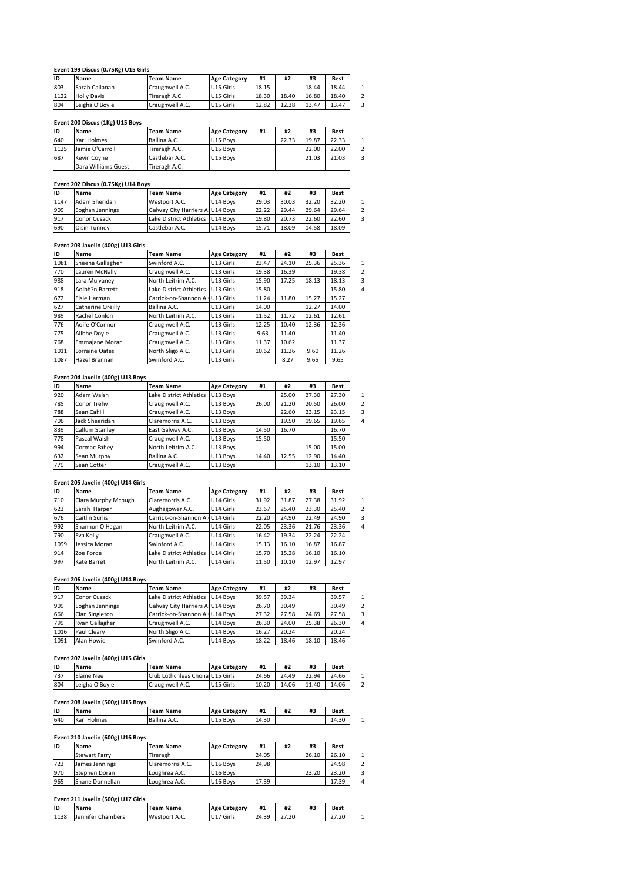### Event 199 Discus (0.75Kg) U15 Girls

| ID | Name | Team Name | Age Category | #1 | #2 | #3 | Best | |
|---|---|---|---|---|---|---|---|---|
| 803 | Sarah Callanan | Craughwell A.C. | U15 Girls | 18.15 | | 18.44 | 18.44 | 1 |
| 1122 | Holly Davis | Tireragh A.C. | U15 Girls | 18.30 | 18.40 | 16.80 | 18.40 | 2 |
| 804 | Leigha O'Boyle | Craughwell A.C. | U15 Girls | 12.82 | 12.38 | 13.47 | 13.47 | 3 |

### Event 200 Discus (1Kg) U15 Boys

| ID | Name | Team Name | Age Category | #1 | #2 | #3 | Best | |
|---|---|---|---|---|---|---|---|---|
| 640 | Karl Holmes | Ballina A.C. | U15 Boys | | 22.33 | 19.87 | 22.33 | 1 |
| 1125 | Jamie O'Carroll | Tireragh A.C. | U15 Boys | | | 22.00 | 22.00 | 2 |
| 687 | Kevin Coyne | Castlebar A.C. | U15 Boys | | | 21.03 | 21.03 | 3 |
| | Dara Williams Guest | Tireragh A.C. | | | | | | |

### Event 202 Discus (0.75Kg) U14 Boys

| ID | Name | Team Name | Age Category | #1 | #2 | #3 | Best | |
|---|---|---|---|---|---|---|---|---|
| 1147 | Adam Sheridan | Westport A.C. | U14 Boys | 29.03 | 30.03 | 32.20 | 32.20 | 1 |
| 909 | Eoghan Jennings | Galway City Harriers A. | U14 Boys | 22.22 | 29.44 | 29.64 | 29.64 | 2 |
| 917 | Conor Cusack | Lake District Athletics | U14 Boys | 19.80 | 20.73 | 22.60 | 22.60 | 3 |
| 690 | Oisin Tunney | Castlebar A.C. | U14 Boys | 15.71 | 18.09 | 14.58 | 18.09 | |

### Event 203 Javelin (400g) U13 Girls

| ID | Name | Team Name | Age Category | #1 | #2 | #3 | Best | |
|---|---|---|---|---|---|---|---|---|
| 1081 | Sheena Gallagher | Swinford A.C. | U13 Girls | 23.47 | 24.10 | 25.36 | 25.36 | 1 |
| 770 | Lauren McNally | Craughwell A.C. | U13 Girls | 19.38 | 16.39 | | 19.38 | 2 |
| 988 | Lara Mulvaney | North Leitrim A.C. | U13 Girls | 15.90 | 17.25 | 18.13 | 18.13 | 3 |
| 918 | Aoibh?n Barrett | Lake District Athletics | U13 Girls | 15.80 | | | 15.80 | 4 |
| 672 | Elsie Harman | Carrick-on-Shannon A. | U13 Girls | 11.24 | 11.80 | 15.27 | 15.27 | |
| 627 | Catherine Oreilly | Ballina A.C. | U13 Girls | 14.00 | | 12.27 | 14.00 | |
| 989 | Rachel Conlon | North Leitrim A.C. | U13 Girls | 11.52 | 11.72 | 12.61 | 12.61 | |
| 776 | Aoife O'Connor | Craughwell A.C. | U13 Girls | 12.25 | 10.40 | 12.36 | 12.36 | |
| 775 | Ailbhe Doyle | Craughwell A.C. | U13 Girls | 9.63 | 11.40 | | 11.40 | |
| 768 | Emmajane Moran | Craughwell A.C. | U13 Girls | 11.37 | 10.62 | | 11.37 | |
| 1011 | Lorraine Oates | North Sligo A.C. | U13 Girls | 10.62 | 11.26 | 9.60 | 11.26 | |
| 1087 | Hazel Brennan | Swinford A.C. | U13 Girls | | 8.27 | 9.65 | 9.65 | |

### Event 204 Javelin (400g) U13 Boys

| ID | Name | Team Name | Age Category | #1 | #2 | #3 | Best | |
|---|---|---|---|---|---|---|---|---|
| 920 | Adam Walsh | Lake District Athletics | U13 Boys | | 25.00 | 27.30 | 27.30 | 1 |
| 785 | Conor Trehy | Craughwell A.C. | U13 Boys | 26.00 | 21.20 | 20.50 | 26.00 | 2 |
| 788 | Sean Cahill | Craughwell A.C. | U13 Boys | | 22.60 | 23.15 | 23.15 | 3 |
| 706 | Jack Sheeridan | Claremorris A.C. | U13 Boys | | 19.50 | 19.65 | 19.65 | 4 |
| 839 | Callum Stanley | East Galway A.C. | U13 Boys | 14.50 | 16.70 | | 16.70 | |
| 778 | Pascal Walsh | Craughwell A.C. | U13 Boys | 15.50 | | | 15.50 | |
| 994 | Cormac Fahey | North Leitrim A.C. | U13 Boys | | | 15.00 | 15.00 | |
| 632 | Sean Murphy | Ballina A.C. | U13 Boys | 14.40 | 12.55 | 12.90 | 14.40 | |
| 779 | Sean Cotter | Craughwell A.C. | U13 Boys | | | 13.10 | 13.10 | |

### Event 205 Javelin (400g) U14 Girls

| ID | Name | Team Name | Age Category | #1 | #2 | #3 | Best | |
|---|---|---|---|---|---|---|---|---|
| 710 | Ciara Murphy Mchugh | Claremorris A.C. | U14 Girls | 31.92 | 31.87 | 27.38 | 31.92 | 1 |
| 623 | Sarah Harper | Aughagower A.C. | U14 Girls | 23.67 | 25.40 | 23.30 | 25.40 | 2 |
| 676 | Caitlin Surlis | Carrick-on-Shannon A. | U14 Girls | 22.20 | 24.90 | 22.49 | 24.90 | 3 |
| 992 | Shannon O'Hagan | North Leitrim A.C. | U14 Girls | 22.05 | 23.36 | 21.76 | 23.36 | 4 |
| 790 | Eva Kelly | Craughwell A.C. | U14 Girls | 16.42 | 19.34 | 22.24 | 22.24 | |
| 1099 | Jessica Moran | Swinford A.C. | U14 Girls | 15.13 | 16.10 | 16.87 | 16.87 | |
| 914 | Zoe Forde | Lake District Athletics | U14 Girls | 15.70 | 15.28 | 16.10 | 16.10 | |
| 997 | Kate Barret | North Leitrim A.C. | U14 Girls | 11.50 | 10.10 | 12.97 | 12.97 | |

### Event 206 Javelin (400g) U14 Boys

| ID | Name | Team Name | Age Category | #1 | #2 | #3 | Best | |
|---|---|---|---|---|---|---|---|---|
| 917 | Conor Cusack | Lake District Athletics | U14 Boys | 39.57 | 39.34 | | 39.57 | 1 |
| 909 | Eoghan Jennings | Galway City Harriers A. | U14 Boys | 26.70 | 30.49 | | 30.49 | 2 |
| 666 | Cian Singleton | Carrick-on-Shannon A. | U14 Boys | 27.32 | 27.58 | 24.69 | 27.58 | 3 |
| 799 | Ryan Gallagher | Craughwell A.C. | U14 Boys | 26.30 | 24.00 | 25.38 | 26.30 | 4 |
| 1016 | Paul Cleary | North Sligo A.C. | U14 Boys | 16.27 | 20.24 | | 20.24 | |
| 1091 | Alan Howie | Swinford A.C. | U14 Boys | 18.22 | 18.46 | 18.10 | 18.46 | |

### Event 207 Javelin (400g) U15 Girls

| ID | Name | Team Name | Age Category | #1 | #2 | #3 | Best | |
|---|---|---|---|---|---|---|---|---|
| 737 | Elaine Nee | Club Lúthchleas Chona | U15 Girls | 24.66 | 24.49 | 22.94 | 24.66 | 1 |
| 804 | Leigha O'Boyle | Craughwell A.C. | U15 Girls | 10.20 | 14.06 | 11.40 | 14.06 | 2 |

### Event 208 Javelin (500g) U15 Boys

| ID | Name | Team Name | Age Category | #1 | #2 | #3 | Best | |
|---|---|---|---|---|---|---|---|---|
| 640 | Karl Holmes | Ballina A.C. | U15 Boys | 14.30 | | | 14.30 | 1 |

### Event 210 Javelin (600g) U16 Boys

| ID | Name | Team Name | Age Category | #1 | #2 | #3 | Best | |
|---|---|---|---|---|---|---|---|---|
| | Stewart Farry | Tireragh | | 24.05 | | 26.10 | 26.10 | 1 |
| 723 | James Jennings | Claremorris A.C. | U16 Boys | 24.98 | | | 24.98 | 2 |
| 970 | Stephen Doran | Loughrea A.C. | U16 Boys | | | 23.20 | 23.20 | 3 |
| 965 | Shane Donnellan | Loughrea A.C. | U16 Boys | 17.39 | | | 17.39 | 4 |

### Event 211 Javelin (500g) U17 Girls

| ID | Name | Team Name | Age Category | #1 | #2 | #3 | Best | |
|---|---|---|---|---|---|---|---|---|
| 1138 | Jennifer Chambers | Westport A.C. | U17 Girls | 24.39 | 27.20 | | 27.20 | 1 |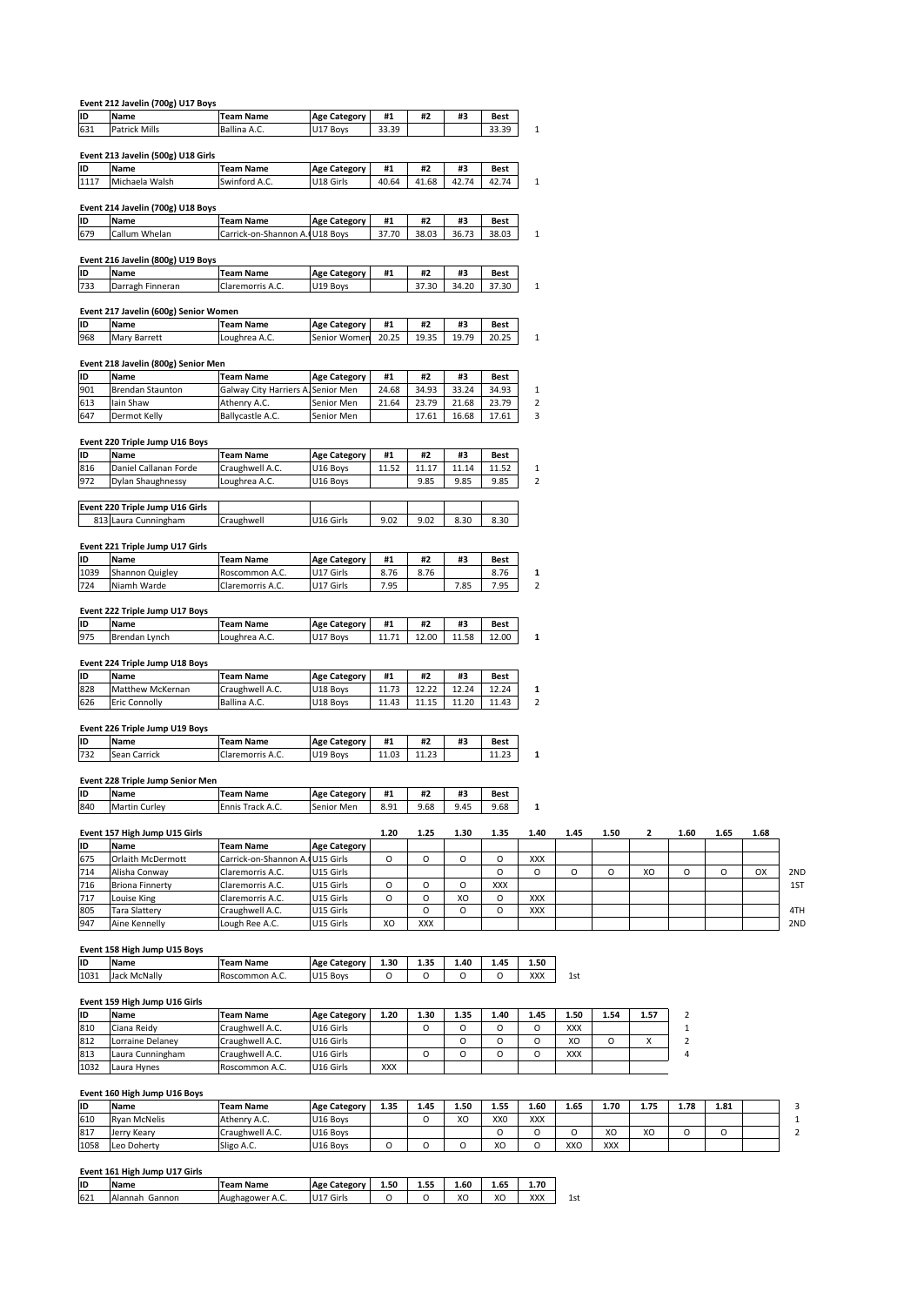**Event 212 Javelin (700g) U17 Boys**

| ID | Name | Team Name | Age Category | #1 | #2 | #3 | Best | |
|---|---|---|---|---|---|---|---|---|
| 631 | Patrick Mills | Ballina A.C. | U17 Boys | 33.39 | | | 33.39 | 1 |

**Event 213 Javelin (500g) U18 Girls**

| ID | Name | Team Name | Age Category | #1 | #2 | #3 | Best | |
|---|---|---|---|---|---|---|---|---|
| 1117 | Michaela Walsh | Swinford A.C. | U18 Girls | 40.64 | 41.68 | 42.74 | 42.74 | 1 |

**Event 214 Javelin (700g) U18 Boys**

| ID | Name | Team Name | Age Category | #1 | #2 | #3 | Best | |
|---|---|---|---|---|---|---|---|---|
| 679 | Callum Whelan | Carrick-on-Shannon A.C. | U18 Boys | 37.70 | 38.03 | 36.73 | 38.03 | 1 |

**Event 216 Javelin (800g) U19 Boys**

| ID | Name | Team Name | Age Category | #1 | #2 | #3 | Best | |
|---|---|---|---|---|---|---|---|---|
| 733 | Darragh Finneran | Claremorris A.C. | U19 Boys | | 37.30 | 34.20 | 37.30 | 1 |

**Event 217 Javelin (600g) Senior Women**

| ID | Name | Team Name | Age Category | #1 | #2 | #3 | Best | |
|---|---|---|---|---|---|---|---|---|
| 968 | Mary Barrett | Loughrea A.C. | Senior Women | 20.25 | 19.35 | 19.79 | 20.25 | 1 |

**Event 218 Javelin (800g) Senior Men**

| ID | Name | Team Name | Age Category | #1 | #2 | #3 | Best | |
|---|---|---|---|---|---|---|---|---|
| 901 | Brendan Staunton | Galway City Harriers A.C. | Senior Men | 24.68 | 34.93 | 33.24 | 34.93 | 1 |
| 613 | Iain Shaw | Athenry A.C. | Senior Men | 21.64 | 23.79 | 21.68 | 23.79 | 2 |
| 647 | Dermot Kelly | Ballycastle A.C. | Senior Men | | 17.61 | 16.68 | 17.61 | 3 |

**Event 220 Triple Jump U16 Boys**

| ID | Name | Team Name | Age Category | #1 | #2 | #3 | Best | |
|---|---|---|---|---|---|---|---|---|
| 816 | Daniel Callanan Forde | Craughwell A.C. | U16 Boys | 11.52 | 11.17 | 11.14 | 11.52 | 1 |
| 972 | Dylan Shaughnessy | Loughrea A.C. | U16 Boys | | 9.85 | 9.85 | 9.85 | 2 |

| Event 220 Triple Jump U16 Girls | | | | | | | |
|---|---|---|---|---|---|---|---|
| 813 Laura Cunningham | | Craughwell | U16 Girls | 9.02 | 9.02 | 8.30 | 8.30 |

**Event 221 Triple Jump U17 Girls**

| ID | Name | Team Name | Age Category | #1 | #2 | #3 | Best | |
|---|---|---|---|---|---|---|---|---|
| 1039 | Shannon Quigley | Roscommon A.C. | U17 Girls | 8.76 | 8.76 | | 8.76 | 1 |
| 724 | Niamh Warde | Claremorris A.C. | U17 Girls | 7.95 | | 7.85 | 7.95 | 2 |

**Event 222 Triple Jump U17 Boys**

| ID | Name | Team Name | Age Category | #1 | #2 | #3 | Best | |
|---|---|---|---|---|---|---|---|---|
| 975 | Brendan Lynch | Loughrea A.C. | U17 Boys | 11.71 | 12.00 | 11.58 | 12.00 | 1 |

**Event 224 Triple Jump U18 Boys**

| ID | Name | Team Name | Age Category | #1 | #2 | #3 | Best | |
|---|---|---|---|---|---|---|---|---|
| 828 | Matthew McKernan | Craughwell A.C. | U18 Boys | 11.73 | 12.22 | 12.24 | 12.24 | 1 |
| 626 | Eric Connolly | Ballina A.C. | U18 Boys | 11.43 | 11.15 | 11.20 | 11.43 | 2 |

**Event 226 Triple Jump U19 Boys**

| ID | Name | Team Name | Age Category | #1 | #2 | #3 | Best | |
|---|---|---|---|---|---|---|---|---|
| 732 | Sean Carrick | Claremorris A.C. | U19 Boys | 11.03 | 11.23 | | 11.23 | 1 |

**Event 228 Triple Jump Senior Men**

| ID | Name | Team Name | Age Category | #1 | #2 | #3 | Best | |
|---|---|---|---|---|---|---|---|---|
| 840 | Martin Curley | Ennis Track A.C. | Senior Men | 8.91 | 9.68 | 9.45 | 9.68 | 1 |

**Event 157 High Jump U15 Girls**

| ID | Name | Team Name | Age Category | 1.20 | 1.25 | 1.30 | 1.35 | 1.40 | 1.45 | 1.50 | 2 | 1.60 | 1.65 | 1.68 | | |
|---|---|---|---|---|---|---|---|---|---|---|---|---|---|---|---|---|
| 675 | Orlaith McDermott | Carrick-on-Shannon A.C. | U15 Girls | O | O | O | O | XXX | | | | | | | | |
| 714 | Alisha Conway | Claremorris A.C. | U15 Girls | | | | O | O | O | O | XO | O | O | OX | | 2ND |
| 716 | Briona Finnerty | Claremorris A.C. | U15 Girls | O | O | O | XXX | | | | | | | | | 1ST |
| 717 | Louise King | Claremorris A.C. | U15 Girls | O | O | XO | O | XXX | | | | | | | | |
| 805 | Tara Slattery | Craughwell A.C. | U15 Girls | | O | O | O | XXX | | | | | | | | 4TH |
| 947 | Aine Kennelly | Lough Ree A.C. | U15 Girls | XO | XXX | | | | | | | | | | | 2ND |

**Event 158 High Jump U15 Boys**

| ID | Name | Team Name | Age Category | 1.30 | 1.35 | 1.40 | 1.45 | 1.50 | |
|---|---|---|---|---|---|---|---|---|---|
| 1031 | Jack McNally | Roscommon A.C. | U15 Boys | O | O | O | O | XXX | 1st |

**Event 159 High Jump U16 Girls**

| ID | Name | Team Name | Age Category | 1.20 | 1.30 | 1.35 | 1.40 | 1.45 | 1.50 | 1.54 | 1.57 | 2 |
|---|---|---|---|---|---|---|---|---|---|---|---|---|
| 810 | Ciana Reidy | Craughwell A.C. | U16 Girls | | O | O | O | O | XXX | | | 1 |
| 812 | Lorraine Delaney | Craughwell A.C. | U16 Girls | | | O | O | O | XO | O | X | 2 |
| 813 | Laura Cunningham | Craughwell A.C. | U16 Girls | | O | O | O | O | XXX | | | 4 |
| 1032 | Laura Hynes | Roscommon A.C. | U16 Girls | XXX | | | | | | | | |

**Event 160 High Jump U16 Boys**

| ID | Name | Team Name | Age Category | 1.35 | 1.45 | 1.50 | 1.55 | 1.60 | 1.65 | 1.70 | 1.75 | 1.78 | 1.81 | | 3 |
|---|---|---|---|---|---|---|---|---|---|---|---|---|---|---|---|
| 610 | Ryan McNelis | Athenry A.C. | U16 Boys | | O | XO | XX0 | XXX | | | | | | | 1 |
| 817 | Jerry Keary | Craughwell A.C. | U16 Boys | | | | O | O | O | XO | XO | O | O | | 2 |
| 1058 | Leo Doherty | Sligo A.C. | U16 Boys | O | O | O | XO | O | XXO | XXX | | | | | |

**Event 161 High Jump U17 Girls**

| ID | Name | Team Name | Age Category | 1.50 | 1.55 | 1.60 | 1.65 | 1.70 | |
|---|---|---|---|---|---|---|---|---|---|
| 621 | Alannah Gannon | Aughagower A.C. | U17 Girls | O | O | XO | XO | XXX | 1st |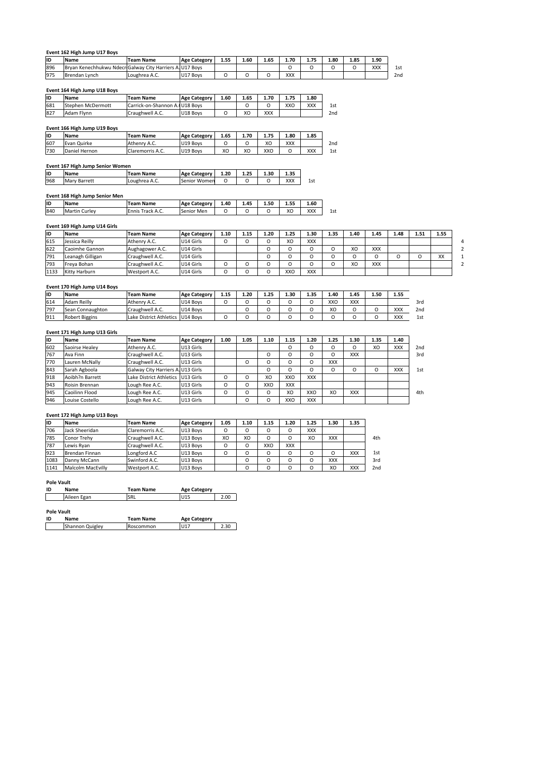**Event 162 High Jump U17 Boys**

| ID | Name | Team Name | Age Category | 1.55 | 1.60 | 1.65 | 1.70 | 1.75 | 1.80 | 1.85 | 1.90 | |
|---|---|---|---|---|---|---|---|---|---|---|---|---|
| 896 | Bryan Kenechhukwu Ndecr | Galway City Harriers A. | U17 Boys | | | | O | O | O | O | XXX | 1st |
| 975 | Brendan Lynch | Loughrea A.C. | U17 Boys | O | O | O | XXX | | | | | 2nd |

**Event 164 High Jump U18 Boys**

| ID | Name | Team Name | Age Category | 1.60 | 1.65 | 1.70 | 1.75 | 1.80 | |
|---|---|---|---|---|---|---|---|---|---|
| 681 | Stephen McDermott | Carrick-on-Shannon A.( | U18 Boys | | O | O | XXO | XXX | 1st |
| 827 | Adam Flynn | Craughwell A.C. | U18 Boys | O | XO | XXX | | | 2nd |

**Event 166 High Jump U19 Boys**

| ID | Name | Team Name | Age Category | 1.65 | 1.70 | 1.75 | 1.80 | 1.85 | |
|---|---|---|---|---|---|---|---|---|---|
| 607 | Evan Quirke | Athenry A.C. | U19 Boys | O | O | XO | XXX | | 2nd |
| 730 | Daniel Hernon | Claremorris A.C. | U19 Boys | XO | XO | XXO | O | XXX | 1st |

**Event 167 High Jump Senior Women**

| ID | Name | Team Name | Age Category | 1.20 | 1.25 | 1.30 | 1.35 | |
|---|---|---|---|---|---|---|---|---|
| 968 | Mary Barrett | Loughrea A.C. | Senior Women | O | O | O | XXX | 1st |

**Event 168 High Jump Senior Men**

| ID | Name | Team Name | Age Category | 1.40 | 1.45 | 1.50 | 1.55 | 1.60 | |
|---|---|---|---|---|---|---|---|---|---|
| 840 | Martin Curley | Ennis Track A.C. | Senior Men | O | O | O | XO | XXX | 1st |

**Event 169 High Jump U14 Girls**

| ID | Name | Team Name | Age Category | 1.10 | 1.15 | 1.20 | 1.25 | 1.30 | 1.35 | 1.40 | 1.45 | 1.48 | 1.51 | 1.55 | |
|---|---|---|---|---|---|---|---|---|---|---|---|---|---|---|---|
| 615 | Jessica Reilly | Athenry A.C. | U14 Girls | O | O | O | XO | XXX | | | | | | | 4 |
| 622 | Caoimhe Gannon | Aughagower A.C. | U14 Girls | | | O | O | O | O | XO | XXX | | | | 2 |
| 791 | Leanagh Gilligan | Craughwell A.C. | U14 Girls | | | O | O | O | O | O | O | O | O | XX | 1 |
| 793 | Freya Bohan | Craughwell A.C. | U14 Girls | O | O | O | O | O | O | XO | XXX | | | | 2 |
| 1133 | Kitty Harburn | Westport A.C. | U14 Girls | O | O | O | XXO | XXX | | | | | | | |

**Event 170 High Jump U14 Boys**

| ID | Name | Team Name | Age Category | 1.15 | 1.20 | 1.25 | 1.30 | 1.35 | 1.40 | 1.45 | 1.50 | 1.55 | |
|---|---|---|---|---|---|---|---|---|---|---|---|---|---|
| 614 | Adam Reilly | Athenry A.C. | U14 Boys | O | O | O | O | O | XXO | XXX | | | 3rd |
| 797 | Sean Connaughton | Craughwell A.C. | U14 Boys | | O | O | O | O | XO | O | O | XXX | 2nd |
| 911 | Robert Biggins | Lake District Athletics | U14 Boys | O | O | O | O | O | O | O | O | XXX | 1st |

**Event 171 High Jump U13 Girls**

| ID | Name | Team Name | Age Category | 1.00 | 1.05 | 1.10 | 1.15 | 1.20 | 1.25 | 1.30 | 1.35 | 1.40 | |
|---|---|---|---|---|---|---|---|---|---|---|---|---|---|
| 602 | Saoirse Healey | Athenry A.C. | U13 Girls | | | | O | O | O | O | XO | XXX | 2nd |
| 767 | Ava Finn | Craughwell A.C. | U13 Girls | | | O | O | O | O | XXX | | | 3rd |
| 770 | Lauren McNally | Craughwell A.C. | U13 Girls | | O | O | O | O | XXX | | | | |
| 843 | Sarah Agboola | Galway City Harriers A. | U13 Girls | | | O | O | O | O | O | O | XXX | 1st |
| 918 | Aoibh?n Barrett | Lake District Athletics | U13 Girls | O | O | XO | XXO | XXX | | | | | |
| 943 | Roisin Brennan | Lough Ree A.C. | U13 Girls | O | O | XXO | XXX | | | | | | |
| 945 | Caoilinn Flood | Lough Ree A.C. | U13 Girls | O | O | O | XO | XXO | XO | XXX | | | 4th |
| 946 | Louise Costello | Lough Ree A.C. | U13 Girls | | O | O | XXO | XXX | | | | | |

**Event 172 High Jump U13 Boys**

| ID | Name | Team Name | Age Category | 1.05 | 1.10 | 1.15 | 1.20 | 1.25 | 1.30 | 1.35 | |
|---|---|---|---|---|---|---|---|---|---|---|---|
| 706 | Jack Sheeridan | Claremorris A.C. | U13 Boys | O | O | O | O | XXX | | | |
| 785 | Conor Trehy | Craughwell A.C. | U13 Boys | XO | XO | O | O | XO | XXX | | 4th |
| 787 | Lewis Ryan | Craughwell A.C. | U13 Boys | O | O | XXO | XXX | | | | |
| 923 | Brendan Finnan | Longford A.C | U13 Boys | O | O | O | O | O | O | XXX | 1st |
| 1083 | Danny McCann | Swinford A.C. | U13 Boys | | O | O | O | O | XXX | | 3rd |
| 1141 | Malcolm MacEvilly | Westport A.C. | U13 Boys | | O | O | O | O | XO | XXX | 2nd |

**Pole Vault**

| ID | Name | Team Name | Age Category | |
|---|---|---|---|---|
| | Aileen Egan | SRL | U15 | 2.00 |

**Pole Vault**

| ID | Name | Team Name | Age Category | |
|---|---|---|---|---|
| | Shannon Quigley | Roscommon | U17 | 2.30 |